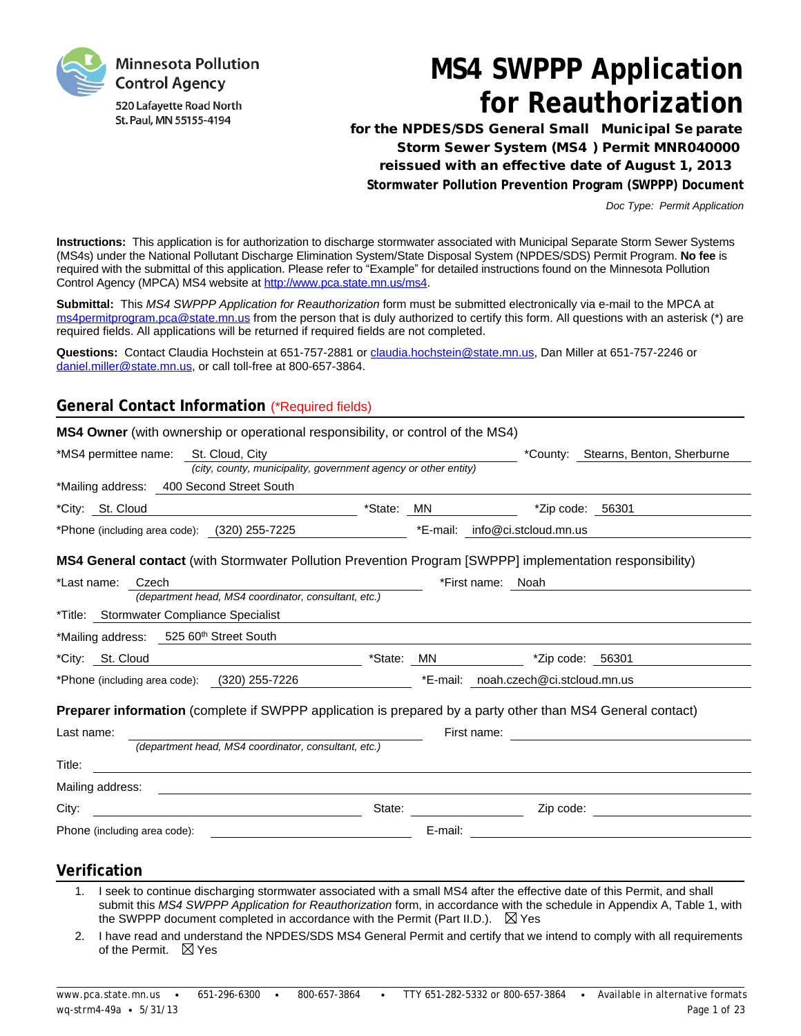Minnesota Pollution Control Agency
520 Lafayette Road North
St. Paul, MN 55155-4194

# MS4 SWPPP Application for Reauthorization

**for the NPDES/SDS General Small Municipal Separate Storm Sewer System (MS4) Permit MNR040000 reissued with an effective date of August 1, 2013**

**Stormwater Pollution Prevention Program (SWPPP) Document**

*Doc Type: Permit Application*

**Instructions:** This application is for authorization to discharge stormwater associated with Municipal Separate Storm Sewer Systems (MS4s) under the National Pollutant Discharge Elimination System/State Disposal System (NPDES/SDS) Permit Program. **No fee** is required with the submittal of this application. Please refer to "Example" for detailed instructions found on the Minnesota Pollution Control Agency (MPCA) MS4 website at http://www.pca.state.mn.us/ms4.

**Submittal:** This *MS4 SWPPP Application for Reauthorization* form must be submitted electronically via e-mail to the MPCA at ms4permitprogram.pca@state.mn.us from the person that is duly authorized to certify this form. All questions with an asterisk (*) are required fields. All applications will be returned if required fields are not completed.

**Questions:** Contact Claudia Hochstein at 651-757-2881 or claudia.hochstein@state.mn.us, Dan Miller at 651-757-2246 or daniel.miller@state.mn.us, or call toll-free at 800-657-3864.

## General Contact Information (*Required fields)

**MS4 Owner** (with ownership or operational responsibility, or control of the MS4)

*MS4 permittee name: St. Cloud, City *(city, county, municipality, government agency or other entity)* *County: Stearns, Benton, Sherburne

*Mailing address: 400 Second Street South

*City: St. Cloud *State: MN *Zip code: 56301

*Phone (including area code): (320) 255-7225 *E-mail: info@ci.stcloud.mn.us

**MS4 General contact** (with Stormwater Pollution Prevention Program [SWPPP] implementation responsibility)

*Last name: Czech *(department head, MS4 coordinator, consultant, etc.)* *First name: Noah

*Title: Stormwater Compliance Specialist

*Mailing address: 525 60th Street South

*City: St. Cloud *State: MN *Zip code: 56301

*Phone (including area code): (320) 255-7226 *E-mail: noah.czech@ci.stcloud.mn.us

**Preparer information** (complete if SWPPP application is prepared by a party other than MS4 General contact)

Last name: *(department head, MS4 coordinator, consultant, etc.)* First name:

Title:

Mailing address:

City: State: Zip code:

Phone (including area code): E-mail:

## Verification

1. I seek to continue discharging stormwater associated with a small MS4 after the effective date of this Permit, and shall submit this *MS4 SWPPP Application for Reauthorization* form, in accordance with the schedule in Appendix A, Table 1, with the SWPPP document completed in accordance with the Permit (Part II.D.). ☒ Yes
2. I have read and understand the NPDES/SDS MS4 General Permit and certify that we intend to comply with all requirements of the Permit. ☒ Yes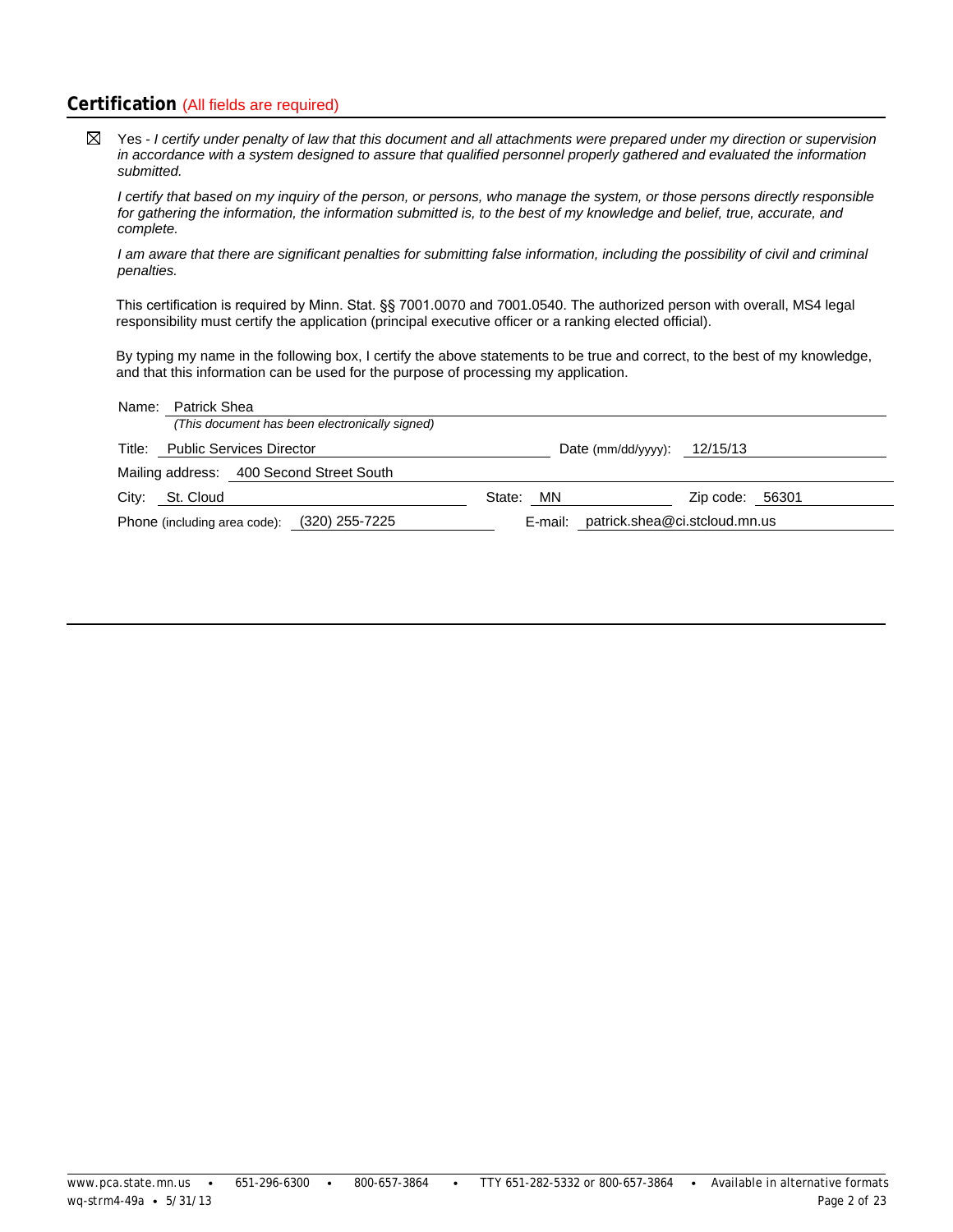## Certification (All fields are required)

☒ Yes - *I certify under penalty of law that this document and all attachments were prepared under my direction or supervision in accordance with a system designed to assure that qualified personnel properly gathered and evaluated the information submitted.*

*I certify that based on my inquiry of the person, or persons, who manage the system, or those persons directly responsible for gathering the information, the information submitted is, to the best of my knowledge and belief, true, accurate, and complete.*

*I am aware that there are significant penalties for submitting false information, including the possibility of civil and criminal penalties.*

This certification is required by Minn. Stat. §§ 7001.0070 and 7001.0540. The authorized person with overall, MS4 legal responsibility must certify the application (principal executive officer or a ranking elected official).

By typing my name in the following box, I certify the above statements to be true and correct, to the best of my knowledge, and that this information can be used for the purpose of processing my application.

Name: Patrick Shea
*(This document has been electronically signed)*

Title: Public Services Director    Date (mm/dd/yyyy): 12/15/13

Mailing address: 400 Second Street South

City: St. Cloud    State: MN    Zip code: 56301

Phone (including area code): (320) 255-7225    E-mail: patrick.shea@ci.stcloud.mn.us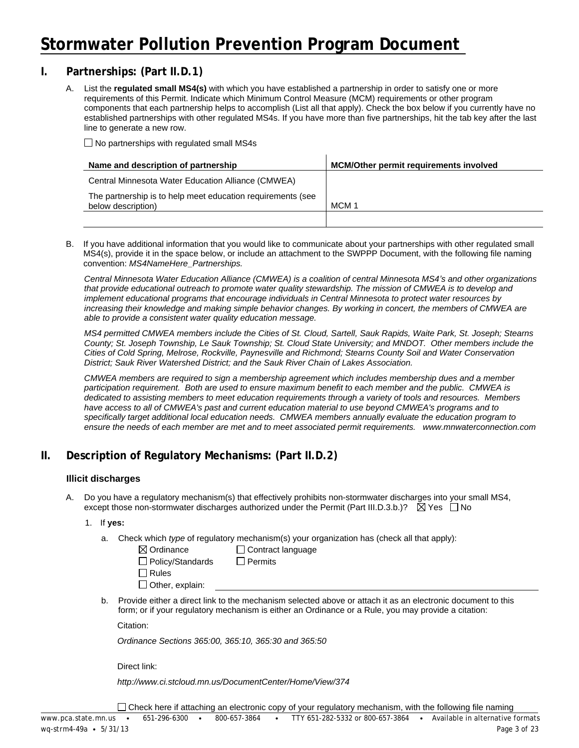# Stormwater Pollution Prevention Program Document

## I. Partnerships: (Part II.D.1)

A. List the **regulated small MS4(s)** with which you have established a partnership in order to satisfy one or more requirements of this Permit. Indicate which Minimum Control Measure (MCM) requirements or other program components that each partnership helps to accomplish (List all that apply). Check the box below if you currently have no established partnerships with other regulated MS4s. If you have more than five partnerships, hit the tab key after the last line to generate a new row.

☐ No partnerships with regulated small MS4s

| Name and description of partnership | MCM/Other permit requirements involved |
|---|---|
| Central Minnesota Water Education Alliance (CMWEA)<br>The partnership is to help meet education requirements (see below description) | MCM 1 |
| | |

B. If you have additional information that you would like to communicate about your partnerships with other regulated small MS4(s), provide it in the space below, or include an attachment to the SWPPP Document, with the following file naming convention: *MS4NameHere_Partnerships.*

*Central Minnesota Water Education Alliance (CMWEA) is a coalition of central Minnesota MS4's and other organizations that provide educational outreach to promote water quality stewardship. The mission of CMWEA is to develop and implement educational programs that encourage individuals in Central Minnesota to protect water resources by increasing their knowledge and making simple behavior changes. By working in concert, the members of CMWEA are able to provide a consistent water quality education message.*

*MS4 permitted CMWEA members include the Cities of St. Cloud, Sartell, Sauk Rapids, Waite Park, St. Joseph; Stearns County; St. Joseph Township, Le Sauk Township; St. Cloud State University; and MNDOT. Other members include the Cities of Cold Spring, Melrose, Rockville, Paynesville and Richmond; Stearns County Soil and Water Conservation District; Sauk River Watershed District; and the Sauk River Chain of Lakes Association.*

*CMWEA members are required to sign a membership agreement which includes membership dues and a member participation requirement. Both are used to ensure maximum benefit to each member and the public. CMWEA is dedicated to assisting members to meet education requirements through a variety of tools and resources. Members have access to all of CMWEA's past and current education material to use beyond CMWEA's programs and to specifically target additional local education needs. CMWEA members annually evaluate the education program to ensure the needs of each member are met and to meet associated permit requirements. www.mnwaterconnection.com*

## II. Description of Regulatory Mechanisms: (Part II.D.2)

### Illicit discharges

A. Do you have a regulatory mechanism(s) that effectively prohibits non-stormwater discharges into your small MS4, except those non-stormwater discharges authorized under the Permit (Part III.D.3.b.)? ☒ Yes ☐ No

1. If **yes:**

   a. Check which *type* of regulatory mechanism(s) your organization has (check all that apply):

   ☒ Ordinance ☐ Contract language
   ☐ Policy/Standards ☐ Permits
   ☐ Rules
   ☐ Other, explain:

   b. Provide either a direct link to the mechanism selected above or attach it as an electronic document to this form; or if your regulatory mechanism is either an Ordinance or a Rule, you may provide a citation:

   Citation:

   *Ordinance Sections 365:00, 365:10, 365:30 and 365:50*

   Direct link:

   *http://www.ci.stcloud.mn.us/DocumentCenter/Home/View/374*

   ☐ Check here if attaching an electronic copy of your regulatory mechanism, with the following file naming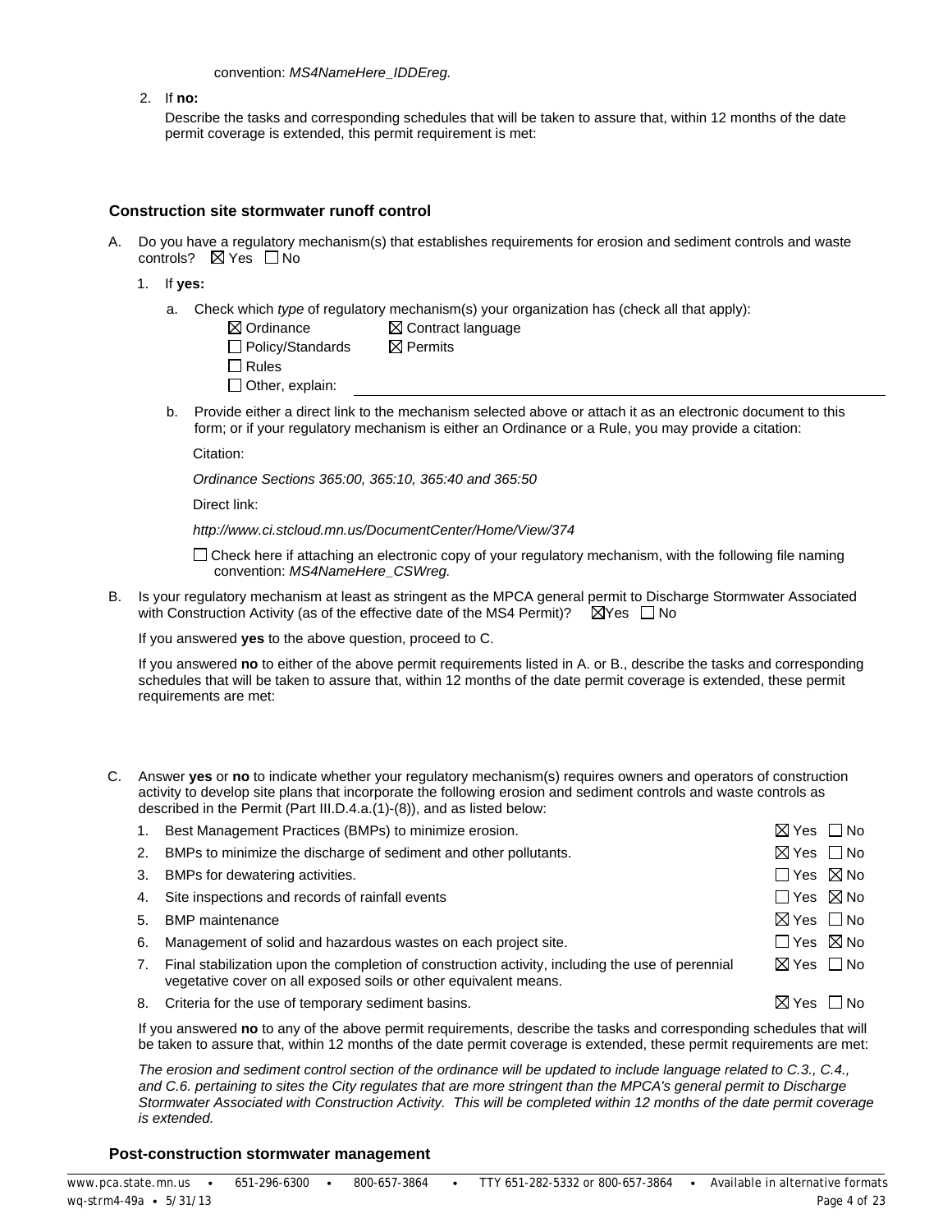convention: *MS4NameHere_IDDEreg.*

2. If **no:**

   Describe the tasks and corresponding schedules that will be taken to assure that, within 12 months of the date permit coverage is extended, this permit requirement is met:

### Construction site stormwater runoff control

A. Do you have a regulatory mechanism(s) that establishes requirements for erosion and sediment controls and waste controls? ☒ Yes ☐ No

   1. If **yes:**

      a. Check which *type* of regulatory mechanism(s) your organization has (check all that apply):

         ☒ Ordinance ☒ Contract language
         ☐ Policy/Standards ☒ Permits
         ☐ Rules
         ☐ Other, explain:

      b. Provide either a direct link to the mechanism selected above or attach it as an electronic document to this form; or if your regulatory mechanism is either an Ordinance or a Rule, you may provide a citation:

         Citation:

         *Ordinance Sections 365:00, 365:10, 365:40 and 365:50*

         Direct link:

         *http://www.ci.stcloud.mn.us/DocumentCenter/Home/View/374*

         ☐ Check here if attaching an electronic copy of your regulatory mechanism, with the following file naming convention: *MS4NameHere_CSWreg.*

B. Is your regulatory mechanism at least as stringent as the MPCA general permit to Discharge Stormwater Associated with Construction Activity (as of the effective date of the MS4 Permit)? ☒Yes ☐ No

   If you answered **yes** to the above question, proceed to C.

   If you answered **no** to either of the above permit requirements listed in A. or B., describe the tasks and corresponding schedules that will be taken to assure that, within 12 months of the date permit coverage is extended, these permit requirements are met:

C. Answer **yes** or **no** to indicate whether your regulatory mechanism(s) requires owners and operators of construction activity to develop site plans that incorporate the following erosion and sediment controls and waste controls as described in the Permit (Part III.D.4.a.(1)-(8)), and as listed below:

   1. Best Management Practices (BMPs) to minimize erosion. ☒ Yes ☐ No
   2. BMPs to minimize the discharge of sediment and other pollutants. ☒ Yes ☐ No
   3. BMPs for dewatering activities. ☐ Yes ☒ No
   4. Site inspections and records of rainfall events ☐ Yes ☒ No
   5. BMP maintenance ☒ Yes ☐ No
   6. Management of solid and hazardous wastes on each project site. ☐ Yes ☒ No
   7. Final stabilization upon the completion of construction activity, including the use of perennial vegetative cover on all exposed soils or other equivalent means. ☒ Yes ☐ No
   8. Criteria for the use of temporary sediment basins. ☒ Yes ☐ No

   If you answered **no** to any of the above permit requirements, describe the tasks and corresponding schedules that will be taken to assure that, within 12 months of the date permit coverage is extended, these permit requirements are met:

   *The erosion and sediment control section of the ordinance will be updated to include language related to C.3., C.4., and C.6. pertaining to sites the City regulates that are more stringent than the MPCA's general permit to Discharge Stormwater Associated with Construction Activity. This will be completed within 12 months of the date permit coverage is extended.*

### Post-construction stormwater management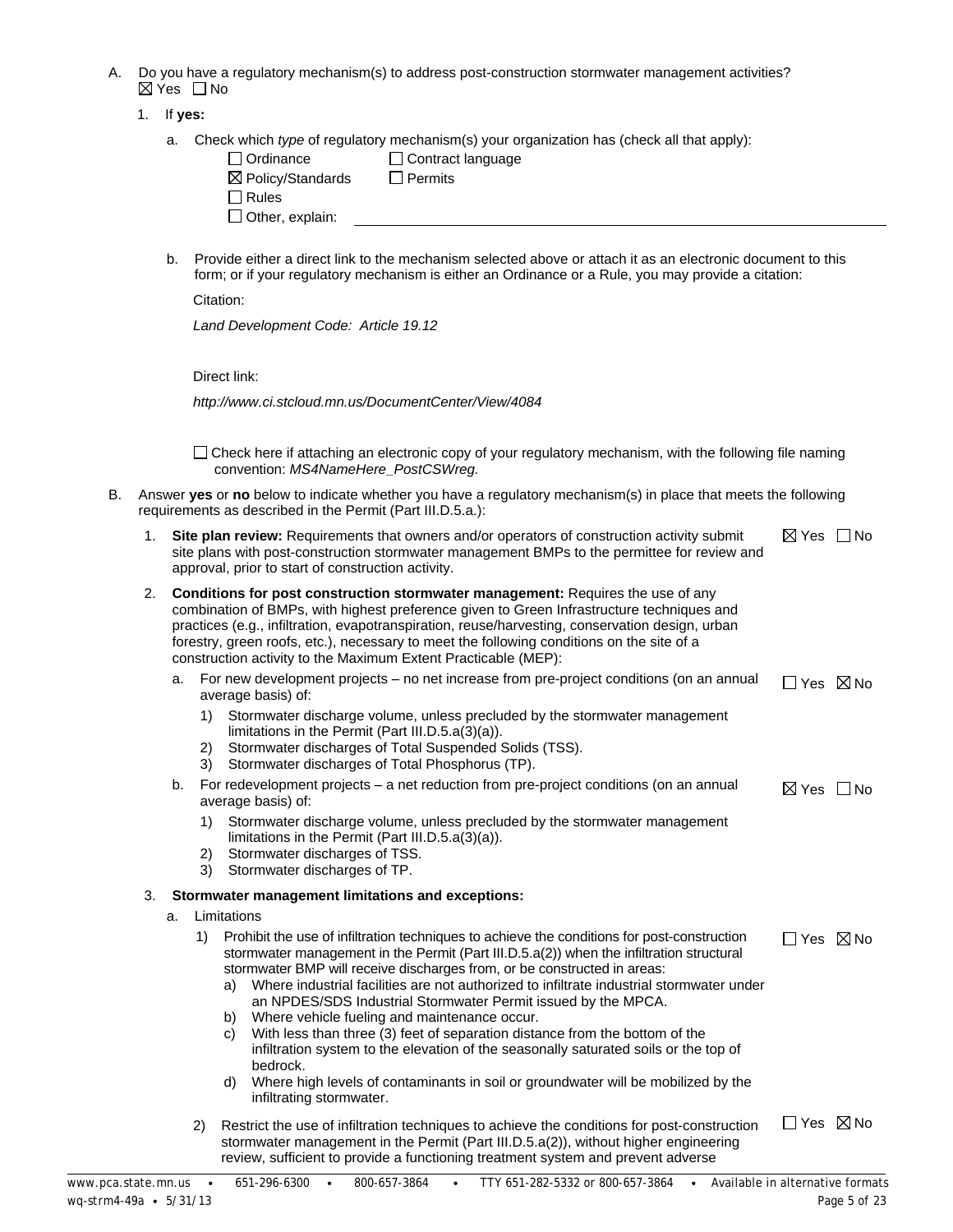A. Do you have a regulatory mechanism(s) to address post-construction stormwater management activities?
☒ Yes ☐ No

1. If **yes:**

   a. Check which *type* of regulatory mechanism(s) your organization has (check all that apply):
      - ☐ Ordinance
      - ☐ Contract language
      - ☒ Policy/Standards
      - ☐ Permits
      - ☐ Rules
      - ☐ Other, explain:

   b. Provide either a direct link to the mechanism selected above or attach it as an electronic document to this form; or if your regulatory mechanism is either an Ordinance or a Rule, you may provide a citation:

      Citation:

      *Land Development Code: Article 19.12*

      Direct link:

      *http://www.ci.stcloud.mn.us/DocumentCenter/View/4084*

      ☐ Check here if attaching an electronic copy of your regulatory mechanism, with the following file naming convention: *MS4NameHere_PostCSWreg.*

B. Answer **yes** or **no** below to indicate whether you have a regulatory mechanism(s) in place that meets the following requirements as described in the Permit (Part III.D.5.a.):

1. **Site plan review:** Requirements that owners and/or operators of construction activity submit site plans with post-construction stormwater management BMPs to the permittee for review and approval, prior to start of construction activity. ☒ Yes ☐ No

2. **Conditions for post construction stormwater management:** Requires the use of any combination of BMPs, with highest preference given to Green Infrastructure techniques and practices (e.g., infiltration, evapotranspiration, reuse/harvesting, conservation design, urban forestry, green roofs, etc.), necessary to meet the following conditions on the site of a construction activity to the Maximum Extent Practicable (MEP):

   a. For new development projects – no net increase from pre-project conditions (on an annual average basis) of: ☐ Yes ☒ No
      1) Stormwater discharge volume, unless precluded by the stormwater management limitations in the Permit (Part III.D.5.a(3)(a)).
      2) Stormwater discharges of Total Suspended Solids (TSS).
      3) Stormwater discharges of Total Phosphorus (TP).

   b. For redevelopment projects – a net reduction from pre-project conditions (on an annual average basis) of: ☒ Yes ☐ No
      1) Stormwater discharge volume, unless precluded by the stormwater management limitations in the Permit (Part III.D.5.a(3)(a)).
      2) Stormwater discharges of TSS.
      3) Stormwater discharges of TP.

3. **Stormwater management limitations and exceptions:**

   a. Limitations

      1) Prohibit the use of infiltration techniques to achieve the conditions for post-construction stormwater management in the Permit (Part III.D.5.a(2)) when the infiltration structural stormwater BMP will receive discharges from, or be constructed in areas: ☐ Yes ☒ No
         a) Where industrial facilities are not authorized to infiltrate industrial stormwater under an NPDES/SDS Industrial Stormwater Permit issued by the MPCA.
         b) Where vehicle fueling and maintenance occur.
         c) With less than three (3) feet of separation distance from the bottom of the infiltration system to the elevation of the seasonally saturated soils or the top of bedrock.
         d) Where high levels of contaminants in soil or groundwater will be mobilized by the infiltrating stormwater.

      2) Restrict the use of infiltration techniques to achieve the conditions for post-construction stormwater management in the Permit (Part III.D.5.a(2)), without higher engineering review, sufficient to provide a functioning treatment system and prevent adverse ☐ Yes ☒ No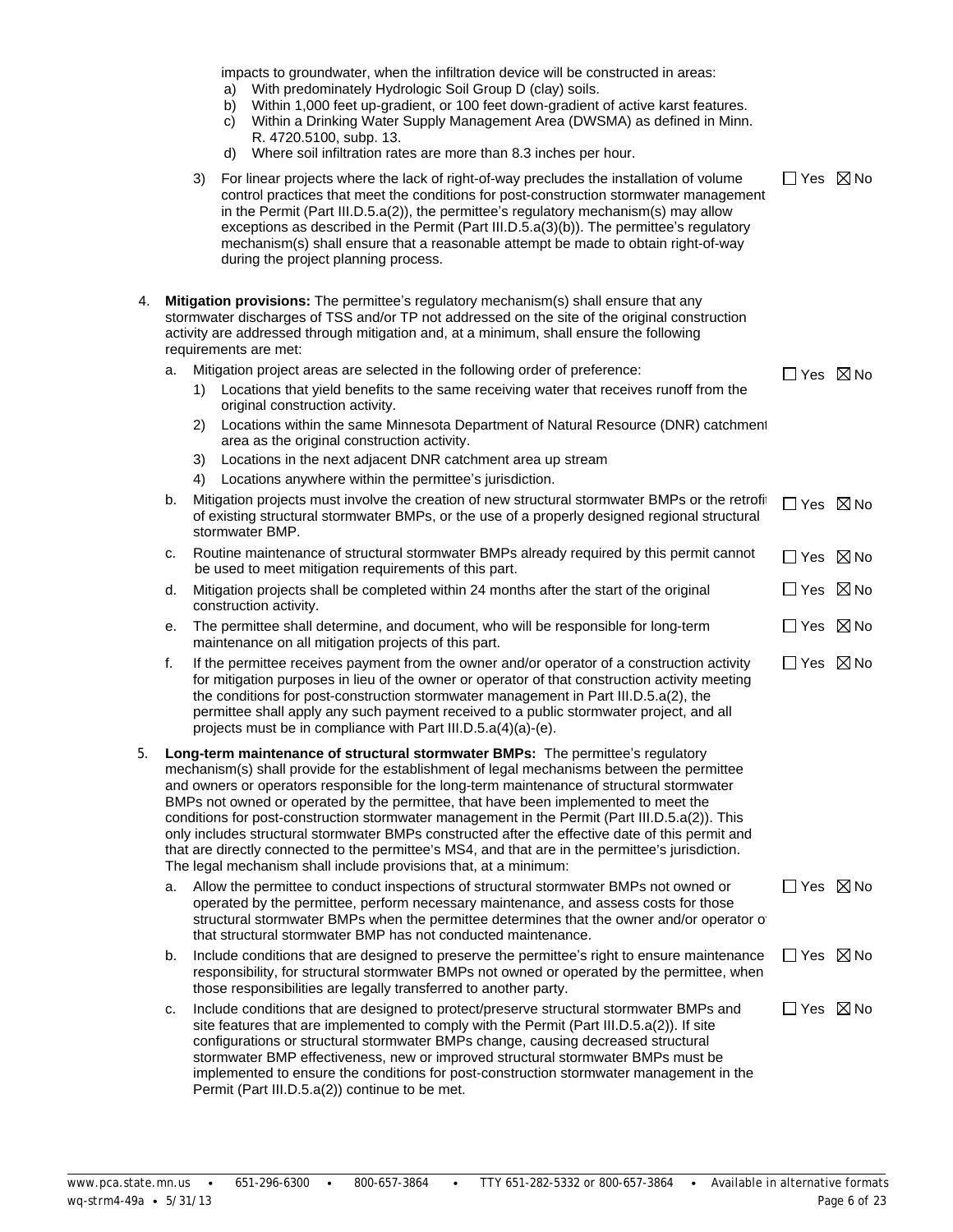impacts to groundwater, when the infiltration device will be constructed in areas:

a) With predominately Hydrologic Soil Group D (clay) soils.
b) Within 1,000 feet up-gradient, or 100 feet down-gradient of active karst features.
c) Within a Drinking Water Supply Management Area (DWSMA) as defined in Minn. R. 4720.5100, subp. 13.
d) Where soil infiltration rates are more than 8.3 inches per hour.

3) For linear projects where the lack of right-of-way precludes the installation of volume control practices that meet the conditions for post-construction stormwater management in the Permit (Part III.D.5.a(2)), the permittee's regulatory mechanism(s) may allow exceptions as described in the Permit (Part III.D.5.a(3)(b)). The permittee's regulatory mechanism(s) shall ensure that a reasonable attempt be made to obtain right-of-way during the project planning process. ☐ Yes ☒ No

4. **Mitigation provisions:** The permittee's regulatory mechanism(s) shall ensure that any stormwater discharges of TSS and/or TP not addressed on the site of the original construction activity are addressed through mitigation and, at a minimum, shall ensure the following requirements are met:

   a. Mitigation project areas are selected in the following order of preference: ☐ Yes ☒ No
      1) Locations that yield benefits to the same receiving water that receives runoff from the original construction activity.
      2) Locations within the same Minnesota Department of Natural Resource (DNR) catchment area as the original construction activity.
      3) Locations in the next adjacent DNR catchment area up stream
      4) Locations anywhere within the permittee's jurisdiction.

   b. Mitigation projects must involve the creation of new structural stormwater BMPs or the retrofit of existing structural stormwater BMPs, or the use of a properly designed regional structural stormwater BMP. ☐ Yes ☒ No

   c. Routine maintenance of structural stormwater BMPs already required by this permit cannot be used to meet mitigation requirements of this part. ☐ Yes ☒ No

   d. Mitigation projects shall be completed within 24 months after the start of the original construction activity. ☐ Yes ☒ No

   e. The permittee shall determine, and document, who will be responsible for long-term maintenance on all mitigation projects of this part. ☐ Yes ☒ No

   f. If the permittee receives payment from the owner and/or operator of a construction activity for mitigation purposes in lieu of the owner or operator of that construction activity meeting the conditions for post-construction stormwater management in Part III.D.5.a(2), the permittee shall apply any such payment received to a public stormwater project, and all projects must be in compliance with Part III.D.5.a(4)(a)-(e). ☐ Yes ☒ No

5. **Long-term maintenance of structural stormwater BMPs:** The permittee's regulatory mechanism(s) shall provide for the establishment of legal mechanisms between the permittee and owners or operators responsible for the long-term maintenance of structural stormwater BMPs not owned or operated by the permittee, that have been implemented to meet the conditions for post-construction stormwater management in the Permit (Part III.D.5.a(2)). This only includes structural stormwater BMPs constructed after the effective date of this permit and that are directly connected to the permittee's MS4, and that are in the permittee's jurisdiction. The legal mechanism shall include provisions that, at a minimum:

   a. Allow the permittee to conduct inspections of structural stormwater BMPs not owned or operated by the permittee, perform necessary maintenance, and assess costs for those structural stormwater BMPs when the permittee determines that the owner and/or operator of that structural stormwater BMP has not conducted maintenance. ☐ Yes ☒ No

   b. Include conditions that are designed to preserve the permittee's right to ensure maintenance responsibility, for structural stormwater BMPs not owned or operated by the permittee, when those responsibilities are legally transferred to another party. ☐ Yes ☒ No

   c. Include conditions that are designed to protect/preserve structural stormwater BMPs and site features that are implemented to comply with the Permit (Part III.D.5.a(2)). If site configurations or structural stormwater BMPs change, causing decreased structural stormwater BMP effectiveness, new or improved structural stormwater BMPs must be implemented to ensure the conditions for post-construction stormwater management in the Permit (Part III.D.5.a(2)) continue to be met. ☐ Yes ☒ No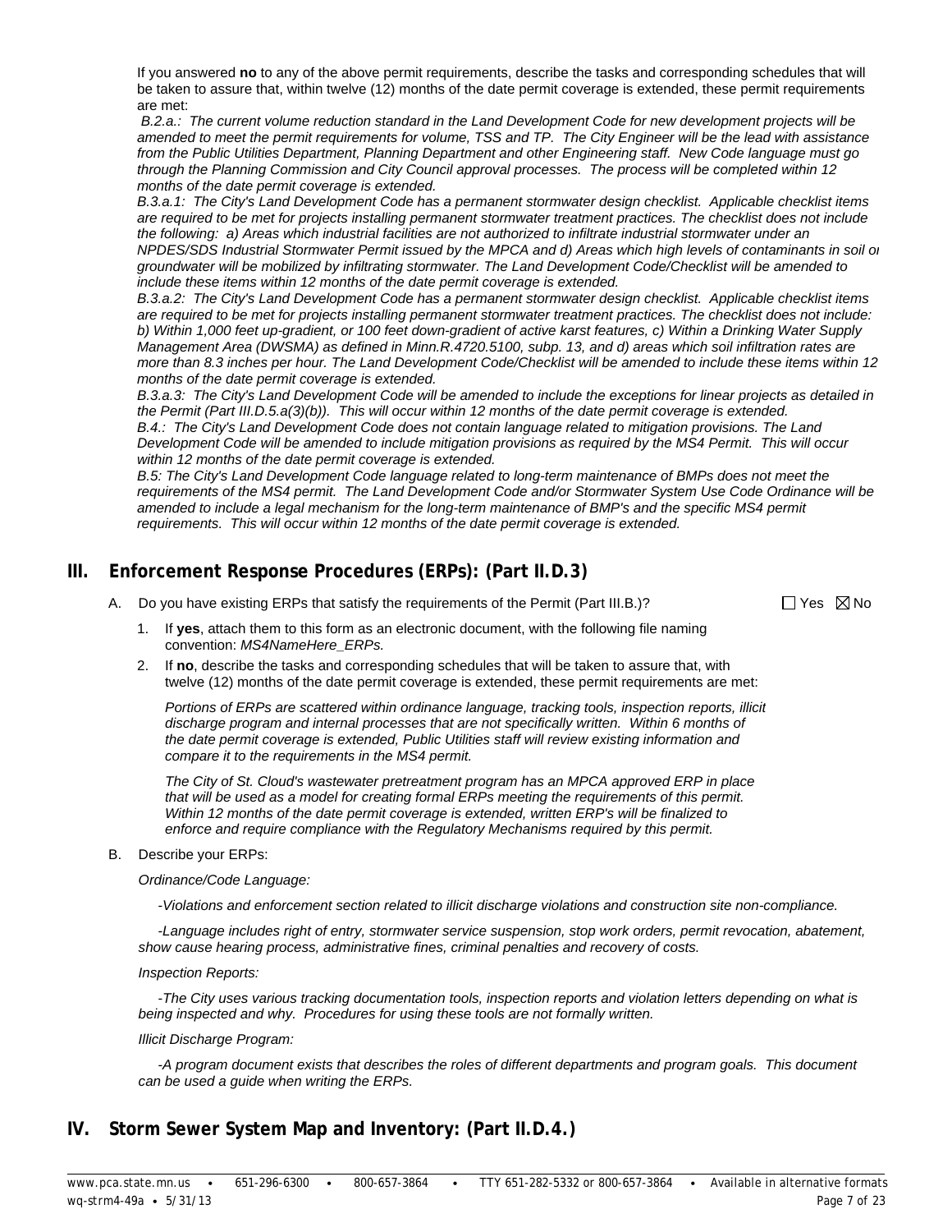If you answered **no** to any of the above permit requirements, describe the tasks and corresponding schedules that will be taken to assure that, within twelve (12) months of the date permit coverage is extended, these permit requirements are met:

*B.2.a.: The current volume reduction standard in the Land Development Code for new development projects will be amended to meet the permit requirements for volume, TSS and TP. The City Engineer will be the lead with assistance from the Public Utilities Department, Planning Department and other Engineering staff. New Code language must go through the Planning Commission and City Council approval processes. The process will be completed within 12 months of the date permit coverage is extended.*

*B.3.a.1: The City's Land Development Code has a permanent stormwater design checklist. Applicable checklist items are required to be met for projects installing permanent stormwater treatment practices. The checklist does not include the following: a) Areas which industrial facilities are not authorized to infiltrate industrial stormwater under an NPDES/SDS Industrial Stormwater Permit issued by the MPCA and d) Areas which high levels of contaminants in soil or groundwater will be mobilized by infiltrating stormwater. The Land Development Code/Checklist will be amended to include these items within 12 months of the date permit coverage is extended.*

*B.3.a.2: The City's Land Development Code has a permanent stormwater design checklist. Applicable checklist items are required to be met for projects installing permanent stormwater treatment practices. The checklist does not include: b) Within 1,000 feet up-gradient, or 100 feet down-gradient of active karst features, c) Within a Drinking Water Supply Management Area (DWSMA) as defined in Minn.R.4720.5100, subp. 13, and d) areas which soil infiltration rates are more than 8.3 inches per hour. The Land Development Code/Checklist will be amended to include these items within 12 months of the date permit coverage is extended.*

*B.3.a.3: The City's Land Development Code will be amended to include the exceptions for linear projects as detailed in the Permit (Part III.D.5.a(3)(b)). This will occur within 12 months of the date permit coverage is extended.*

*B.4.: The City's Land Development Code does not contain language related to mitigation provisions. The Land Development Code will be amended to include mitigation provisions as required by the MS4 Permit. This will occur within 12 months of the date permit coverage is extended.*

*B.5: The City's Land Development Code language related to long-term maintenance of BMPs does not meet the requirements of the MS4 permit. The Land Development Code and/or Stormwater System Use Code Ordinance will be amended to include a legal mechanism for the long-term maintenance of BMP's and the specific MS4 permit requirements. This will occur within 12 months of the date permit coverage is extended.*

## III. Enforcement Response Procedures (ERPs): (Part II.D.3)

A. Do you have existing ERPs that satisfy the requirements of the Permit (Part III.B.)? ☐ Yes ☒ No

1. If **yes**, attach them to this form as an electronic document, with the following file naming convention: *MS4NameHere_ERPs.*
2. If **no**, describe the tasks and corresponding schedules that will be taken to assure that, with twelve (12) months of the date permit coverage is extended, these permit requirements are met:

   *Portions of ERPs are scattered within ordinance language, tracking tools, inspection reports, illicit discharge program and internal processes that are not specifically written. Within 6 months of the date permit coverage is extended, Public Utilities staff will review existing information and compare it to the requirements in the MS4 permit.*

   *The City of St. Cloud's wastewater pretreatment program has an MPCA approved ERP in place that will be used as a model for creating formal ERPs meeting the requirements of this permit. Within 12 months of the date permit coverage is extended, written ERP's will be finalized to enforce and require compliance with the Regulatory Mechanisms required by this permit.*

B. Describe your ERPs:

*Ordinance/Code Language:*

*-Violations and enforcement section related to illicit discharge violations and construction site non-compliance.*

*-Language includes right of entry, stormwater service suspension, stop work orders, permit revocation, abatement, show cause hearing process, administrative fines, criminal penalties and recovery of costs.*

*Inspection Reports:*

*-The City uses various tracking documentation tools, inspection reports and violation letters depending on what is being inspected and why. Procedures for using these tools are not formally written.*

*Illicit Discharge Program:*

*-A program document exists that describes the roles of different departments and program goals. This document can be used a guide when writing the ERPs.*

## IV. Storm Sewer System Map and Inventory: (Part II.D.4.)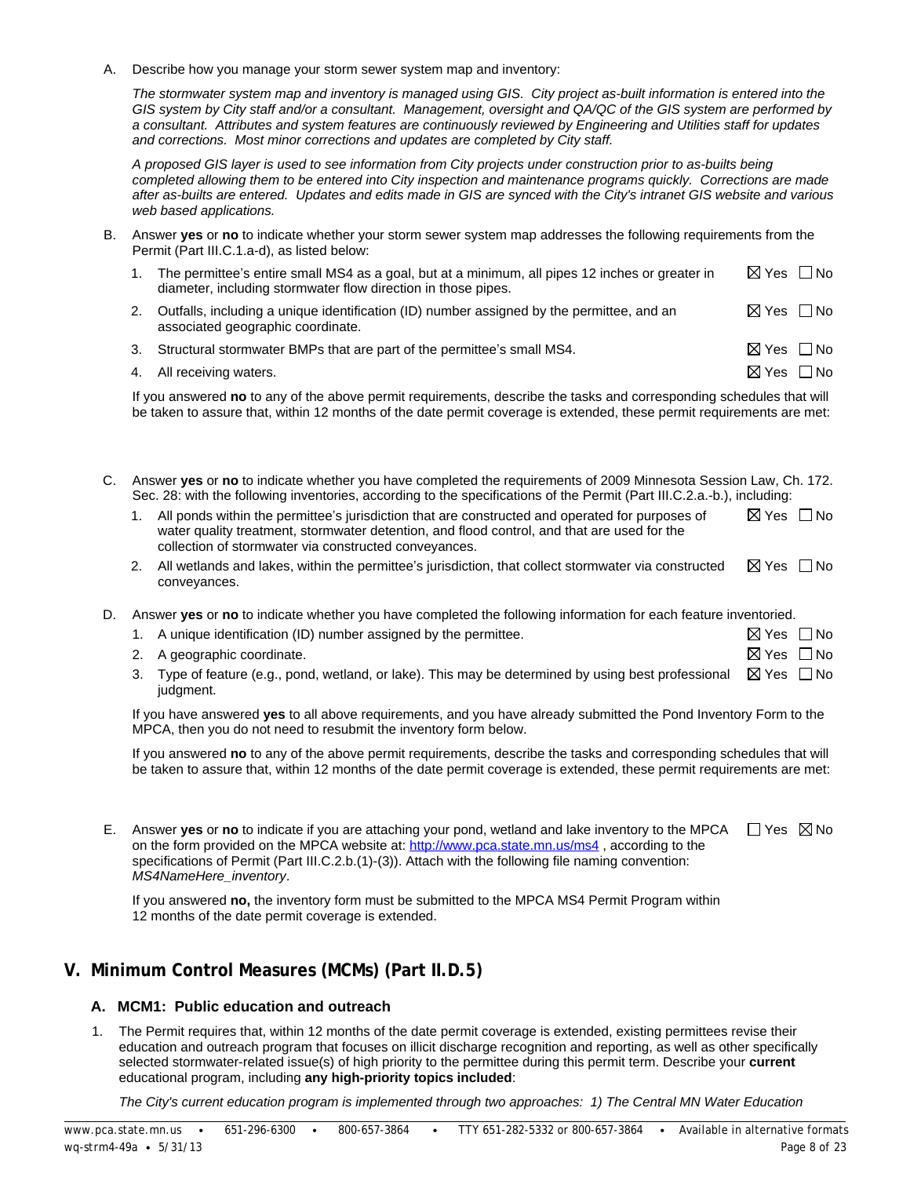A. Describe how you manage your storm sewer system map and inventory:

   *The stormwater system map and inventory is managed using GIS. City project as-built information is entered into the GIS system by City staff and/or a consultant. Management, oversight and QA/QC of the GIS system are performed by a consultant. Attributes and system features are continuously reviewed by Engineering and Utilities staff for updates and corrections. Most minor corrections and updates are completed by City staff.*

   *A proposed GIS layer is used to see information from City projects under construction prior to as-builts being completed allowing them to be entered into City inspection and maintenance programs quickly. Corrections are made after as-builts are entered. Updates and edits made in GIS are synced with the City's intranet GIS website and various web based applications.*

B. Answer **yes** or **no** to indicate whether your storm sewer system map addresses the following requirements from the Permit (Part III.C.1.a-d), as listed below:

   1. The permittee's entire small MS4 as a goal, but at a minimum, all pipes 12 inches or greater in diameter, including stormwater flow direction in those pipes. ☒ Yes ☐ No
   2. Outfalls, including a unique identification (ID) number assigned by the permittee, and an associated geographic coordinate. ☒ Yes ☐ No
   3. Structural stormwater BMPs that are part of the permittee's small MS4. ☒ Yes ☐ No
   4. All receiving waters. ☒ Yes ☐ No

   If you answered **no** to any of the above permit requirements, describe the tasks and corresponding schedules that will be taken to assure that, within 12 months of the date permit coverage is extended, these permit requirements are met:

C. Answer **yes** or **no** to indicate whether you have completed the requirements of 2009 Minnesota Session Law, Ch. 172. Sec. 28: with the following inventories, according to the specifications of the Permit (Part III.C.2.a.-b.), including:

   1. All ponds within the permittee's jurisdiction that are constructed and operated for purposes of water quality treatment, stormwater detention, and flood control, and that are used for the collection of stormwater via constructed conveyances. ☒ Yes ☐ No
   2. All wetlands and lakes, within the permittee's jurisdiction, that collect stormwater via constructed conveyances. ☒ Yes ☐ No

D. Answer **yes** or **no** to indicate whether you have completed the following information for each feature inventoried.

   1. A unique identification (ID) number assigned by the permittee. ☒ Yes ☐ No
   2. A geographic coordinate. ☒ Yes ☐ No
   3. Type of feature (e.g., pond, wetland, or lake). This may be determined by using best professional judgment. ☒ Yes ☐ No

   If you have answered **yes** to all above requirements, and you have already submitted the Pond Inventory Form to the MPCA, then you do not need to resubmit the inventory form below.

   If you answered **no** to any of the above permit requirements, describe the tasks and corresponding schedules that will be taken to assure that, within 12 months of the date permit coverage is extended, these permit requirements are met:

E. Answer **yes** or **no** to indicate if you are attaching your pond, wetland and lake inventory to the MPCA on the form provided on the MPCA website at: http://www.pca.state.mn.us/ms4 , according to the specifications of Permit (Part III.C.2.b.(1)-(3)). Attach with the following file naming convention: *MS4NameHere_inventory*. ☐ Yes ☒ No

   If you answered **no,** the inventory form must be submitted to the MPCA MS4 Permit Program within 12 months of the date permit coverage is extended.

## V. Minimum Control Measures (MCMs) (Part II.D.5)

### A. MCM1: Public education and outreach

1. The Permit requires that, within 12 months of the date permit coverage is extended, existing permittees revise their education and outreach program that focuses on illicit discharge recognition and reporting, as well as other specifically selected stormwater-related issue(s) of high priority to the permittee during this permit term. Describe your **current** educational program, including **any high-priority topics included**:

   *The City's current education program is implemented through two approaches: 1) The Central MN Water Education*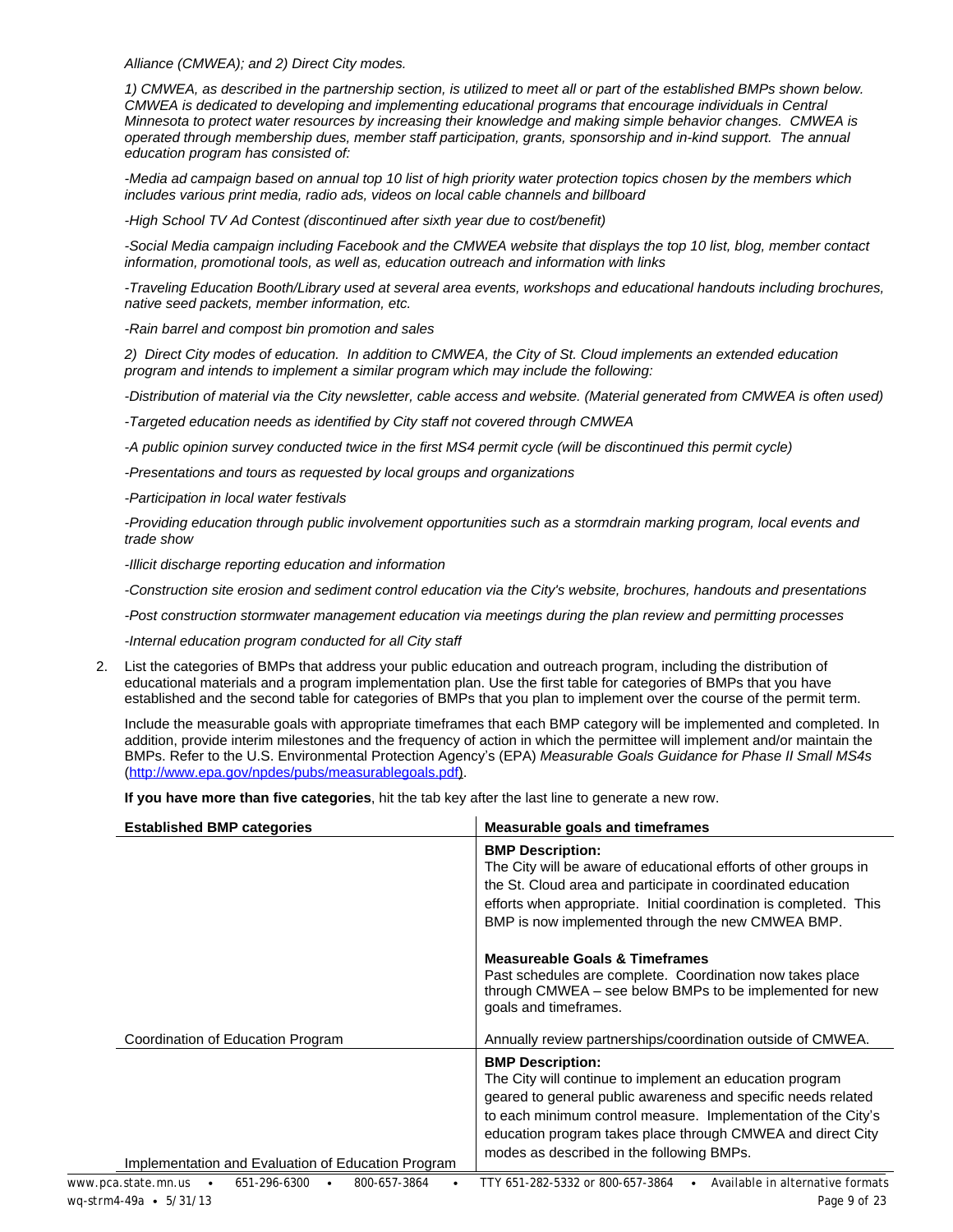*Alliance (CMWEA); and 2) Direct City modes.*

*1) CMWEA, as described in the partnership section, is utilized to meet all or part of the established BMPs shown below. CMWEA is dedicated to developing and implementing educational programs that encourage individuals in Central Minnesota to protect water resources by increasing their knowledge and making simple behavior changes. CMWEA is operated through membership dues, member staff participation, grants, sponsorship and in-kind support. The annual education program has consisted of:*

*-Media ad campaign based on annual top 10 list of high priority water protection topics chosen by the members which includes various print media, radio ads, videos on local cable channels and billboard*

*-High School TV Ad Contest (discontinued after sixth year due to cost/benefit)*

*-Social Media campaign including Facebook and the CMWEA website that displays the top 10 list, blog, member contact information, promotional tools, as well as, education outreach and information with links*

*-Traveling Education Booth/Library used at several area events, workshops and educational handouts including brochures, native seed packets, member information, etc.*

*-Rain barrel and compost bin promotion and sales*

*2) Direct City modes of education. In addition to CMWEA, the City of St. Cloud implements an extended education program and intends to implement a similar program which may include the following:*

*-Distribution of material via the City newsletter, cable access and website. (Material generated from CMWEA is often used)*

*-Targeted education needs as identified by City staff not covered through CMWEA*

*-A public opinion survey conducted twice in the first MS4 permit cycle (will be discontinued this permit cycle)*

*-Presentations and tours as requested by local groups and organizations*

*-Participation in local water festivals*

*-Providing education through public involvement opportunities such as a stormdrain marking program, local events and trade show*

*-Illicit discharge reporting education and information*

*-Construction site erosion and sediment control education via the City's website, brochures, handouts and presentations*

*-Post construction stormwater management education via meetings during the plan review and permitting processes*

*-Internal education program conducted for all City staff*

2. List the categories of BMPs that address your public education and outreach program, including the distribution of educational materials and a program implementation plan. Use the first table for categories of BMPs that you have established and the second table for categories of BMPs that you plan to implement over the course of the permit term.

   Include the measurable goals with appropriate timeframes that each BMP category will be implemented and completed. In addition, provide interim milestones and the frequency of action in which the permittee will implement and/or maintain the BMPs. Refer to the U.S. Environmental Protection Agency's (EPA) *Measurable Goals Guidance for Phase II Small MS4s* (http://www.epa.gov/npdes/pubs/measurablegoals.pdf).

   **If you have more than five categories**, hit the tab key after the last line to generate a new row.

| Established BMP categories | Measurable goals and timeframes |
|---|---|
| Coordination of Education Program | **BMP Description:** The City will be aware of educational efforts of other groups in the St. Cloud area and participate in coordinated education efforts when appropriate. Initial coordination is completed. This BMP is now implemented through the new CMWEA BMP. **Measureable Goals & Timeframes** Past schedules are complete. Coordination now takes place through CMWEA – see below BMPs to be implemented for new goals and timeframes. Annually review partnerships/coordination outside of CMWEA. |
| Implementation and Evaluation of Education Program | **BMP Description:** The City will continue to implement an education program geared to general public awareness and specific needs related to each minimum control measure. Implementation of the City's education program takes place through CMWEA and direct City modes as described in the following BMPs. |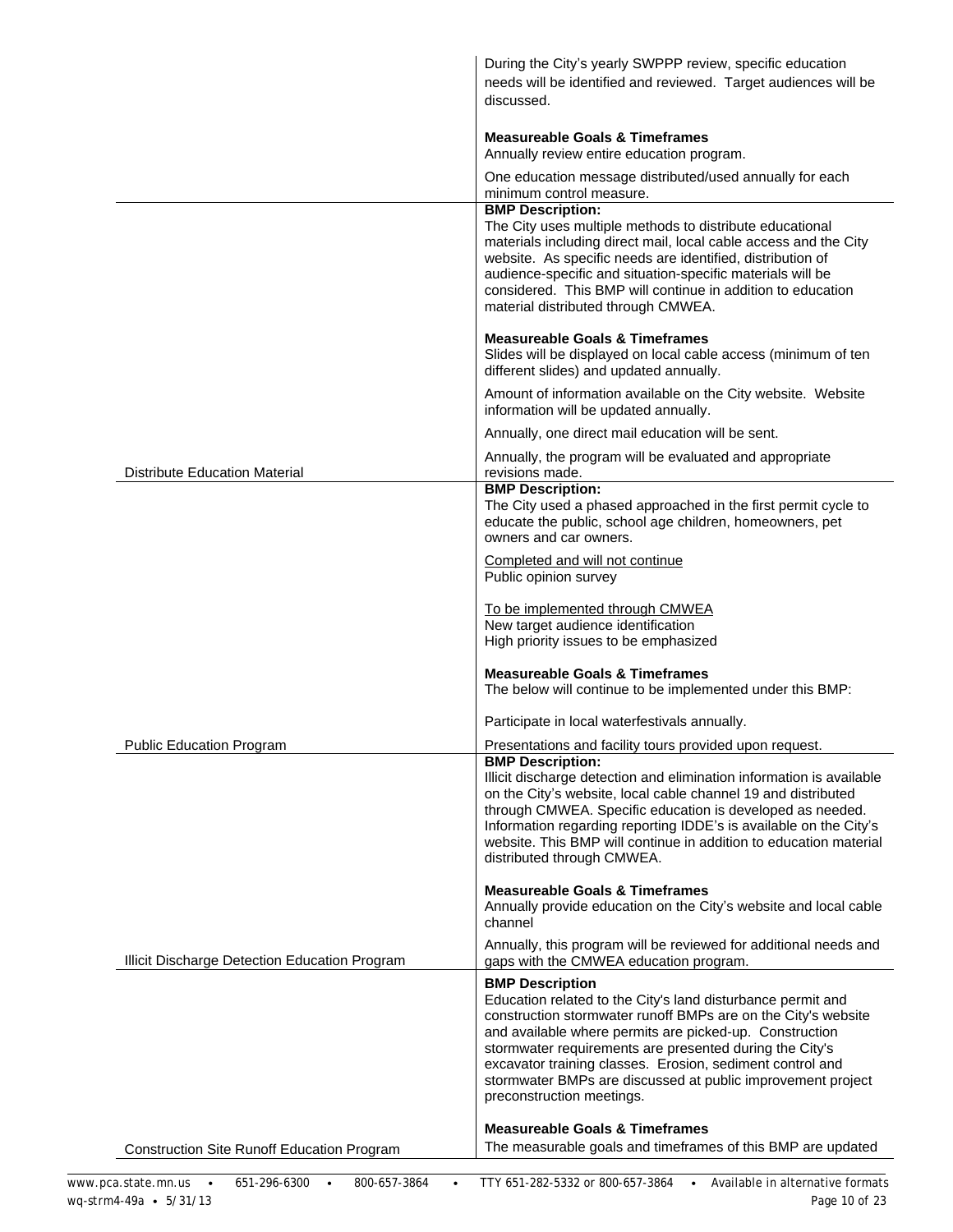| | |
|---|---|
| | During the City's yearly SWPPP review, specific education needs will be identified and reviewed. Target audiences will be discussed.<br><br>**Measureable Goals & Timeframes**<br>Annually review entire education program.<br><br>One education message distributed/used annually for each minimum control measure. |
| Distribute Education Material | **BMP Description:**<br>The City uses multiple methods to distribute educational materials including direct mail, local cable access and the City website. As specific needs are identified, distribution of audience-specific and situation-specific materials will be considered. This BMP will continue in addition to education material distributed through CMWEA.<br><br>**Measureable Goals & Timeframes**<br>Slides will be displayed on local cable access (minimum of ten different slides) and updated annually.<br><br>Amount of information available on the City website. Website information will be updated annually.<br><br>Annually, one direct mail education will be sent.<br><br>Annually, the program will be evaluated and appropriate revisions made. |
| Public Education Program | **BMP Description:**<br>The City used a phased approached in the first permit cycle to educate the public, school age children, homeowners, pet owners and car owners.<br><br><u>Completed and will not continue</u><br>Public opinion survey<br><br><u>To be implemented through CMWEA</u><br>New target audience identification<br>High priority issues to be emphasized<br><br>**Measureable Goals & Timeframes**<br>The below will continue to be implemented under this BMP:<br><br>Participate in local waterfestivals annually.<br><br>Presentations and facility tours provided upon request. |
| Illicit Discharge Detection Education Program | **BMP Description:**<br>Illicit discharge detection and elimination information is available on the City's website, local cable channel 19 and distributed through CMWEA. Specific education is developed as needed. Information regarding reporting IDDE's is available on the City's website. This BMP will continue in addition to education material distributed through CMWEA.<br><br>**Measureable Goals & Timeframes**<br>Annually provide education on the City's website and local cable channel<br><br>Annually, this program will be reviewed for additional needs and gaps with the CMWEA education program. |
| Construction Site Runoff Education Program | **BMP Description**<br>Education related to the City's land disturbance permit and construction stormwater runoff BMPs are on the City's website and available where permits are picked-up. Construction stormwater requirements are presented during the City's excavator training classes. Erosion, sediment control and stormwater BMPs are discussed at public improvement project preconstruction meetings.<br><br>**Measureable Goals & Timeframes**<br>The measurable goals and timeframes of this BMP are updated |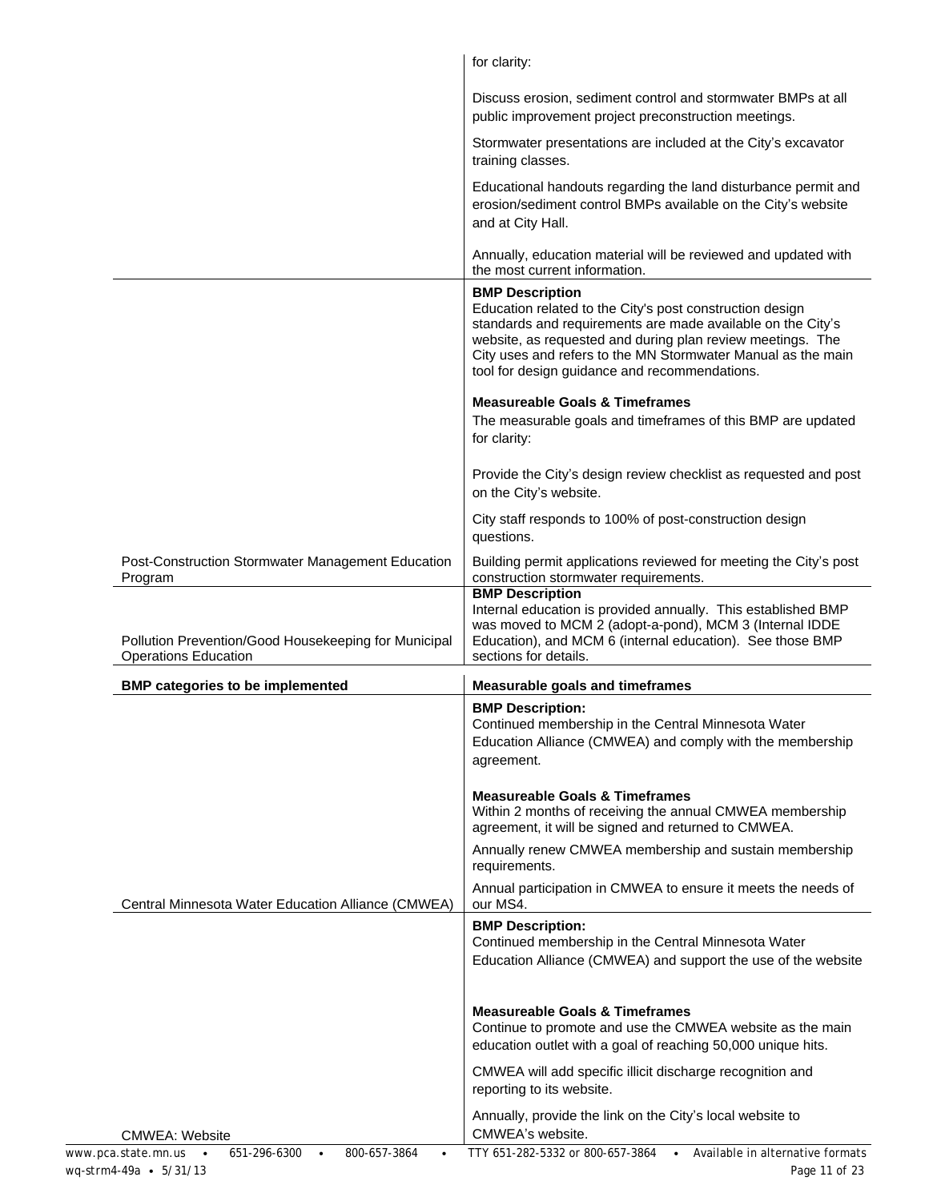| | |
|---|---|
| | for clarity:<br><br>Discuss erosion, sediment control and stormwater BMPs at all public improvement project preconstruction meetings.<br><br>Stormwater presentations are included at the City's excavator training classes.<br><br>Educational handouts regarding the land disturbance permit and erosion/sediment control BMPs available on the City's website and at City Hall.<br><br>Annually, education material will be reviewed and updated with the most current information. |
| Post-Construction Stormwater Management Education Program | **BMP Description**<br>Education related to the City's post construction design standards and requirements are made available on the City's website, as requested and during plan review meetings. The City uses and refers to the MN Stormwater Manual as the main tool for design guidance and recommendations.<br><br>**Measureable Goals & Timeframes**<br>The measurable goals and timeframes of this BMP are updated for clarity:<br><br>Provide the City's design review checklist as requested and post on the City's website.<br><br>City staff responds to 100% of post-construction design questions.<br><br>Building permit applications reviewed for meeting the City's post construction stormwater requirements. |
| Pollution Prevention/Good Housekeeping for Municipal Operations Education | **BMP Description**<br>Internal education is provided annually. This established BMP was moved to MCM 2 (adopt-a-pond), MCM 3 (Internal IDDE Education), and MCM 6 (internal education). See those BMP sections for details. |

| BMP categories to be implemented | Measurable goals and timeframes |
|---|---|
| Central Minnesota Water Education Alliance (CMWEA) | **BMP Description:**<br>Continued membership in the Central Minnesota Water Education Alliance (CMWEA) and comply with the membership agreement.<br><br>**Measureable Goals & Timeframes**<br>Within 2 months of receiving the annual CMWEA membership agreement, it will be signed and returned to CMWEA.<br><br>Annually renew CMWEA membership and sustain membership requirements.<br><br>Annual participation in CMWEA to ensure it meets the needs of our MS4. |
| CMWEA: Website | **BMP Description:**<br>Continued membership in the Central Minnesota Water Education Alliance (CMWEA) and support the use of the website<br><br>**Measureable Goals & Timeframes**<br>Continue to promote and use the CMWEA website as the main education outlet with a goal of reaching 50,000 unique hits.<br><br>CMWEA will add specific illicit discharge recognition and reporting to its website.<br><br>Annually, provide the link on the City's local website to CMWEA's website. |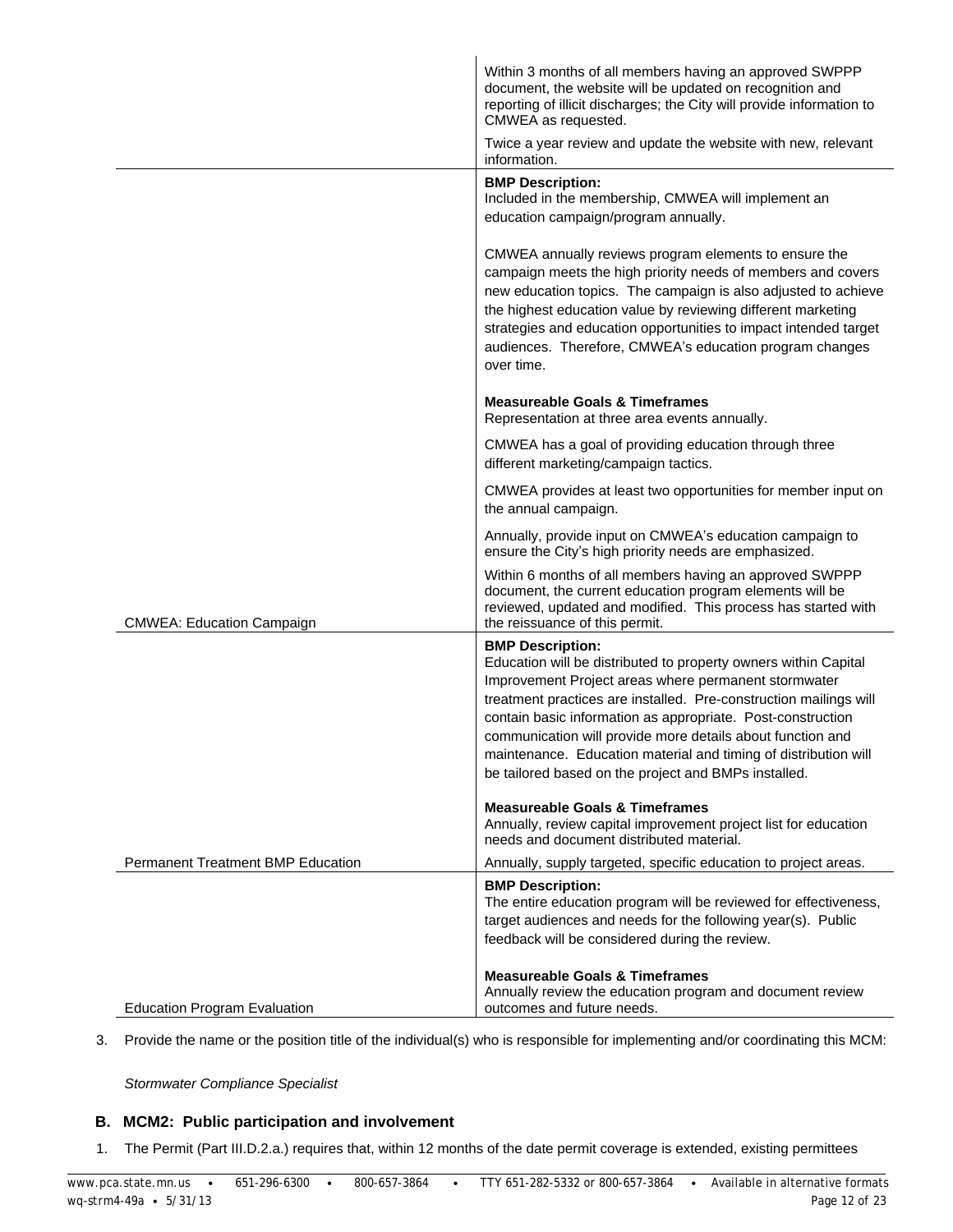| | |
|---|---|
| | Within 3 months of all members having an approved SWPPP document, the website will be updated on recognition and reporting of illicit discharges; the City will provide information to CMWEA as requested.<br><br>Twice a year review and update the website with new, relevant information. |
| CMWEA: Education Campaign | **BMP Description:**<br>Included in the membership, CMWEA will implement an education campaign/program annually.<br><br>CMWEA annually reviews program elements to ensure the campaign meets the high priority needs of members and covers new education topics. The campaign is also adjusted to achieve the highest education value by reviewing different marketing strategies and education opportunities to impact intended target audiences. Therefore, CMWEA's education program changes over time.<br><br>**Measureable Goals & Timeframes**<br>Representation at three area events annually.<br><br>CMWEA has a goal of providing education through three different marketing/campaign tactics.<br><br>CMWEA provides at least two opportunities for member input on the annual campaign.<br><br>Annually, provide input on CMWEA's education campaign to ensure the City's high priority needs are emphasized.<br><br>Within 6 months of all members having an approved SWPPP document, the current education program elements will be reviewed, updated and modified. This process has started with the reissuance of this permit. |
| Permanent Treatment BMP Education | **BMP Description:**<br>Education will be distributed to property owners within Capital Improvement Project areas where permanent stormwater treatment practices are installed. Pre-construction mailings will contain basic information as appropriate. Post-construction communication will provide more details about function and maintenance. Education material and timing of distribution will be tailored based on the project and BMPs installed.<br><br>**Measureable Goals & Timeframes**<br>Annually, review capital improvement project list for education needs and document distributed material.<br><br>Annually, supply targeted, specific education to project areas. |
| Education Program Evaluation | **BMP Description:**<br>The entire education program will be reviewed for effectiveness, target audiences and needs for the following year(s). Public feedback will be considered during the review.<br><br>**Measureable Goals & Timeframes**<br>Annually review the education program and document review outcomes and future needs. |

3. Provide the name or the position title of the individual(s) who is responsible for implementing and/or coordinating this MCM:

   *Stormwater Compliance Specialist*

## B. MCM2: Public participation and involvement

1. The Permit (Part III.D.2.a.) requires that, within 12 months of the date permit coverage is extended, existing permittees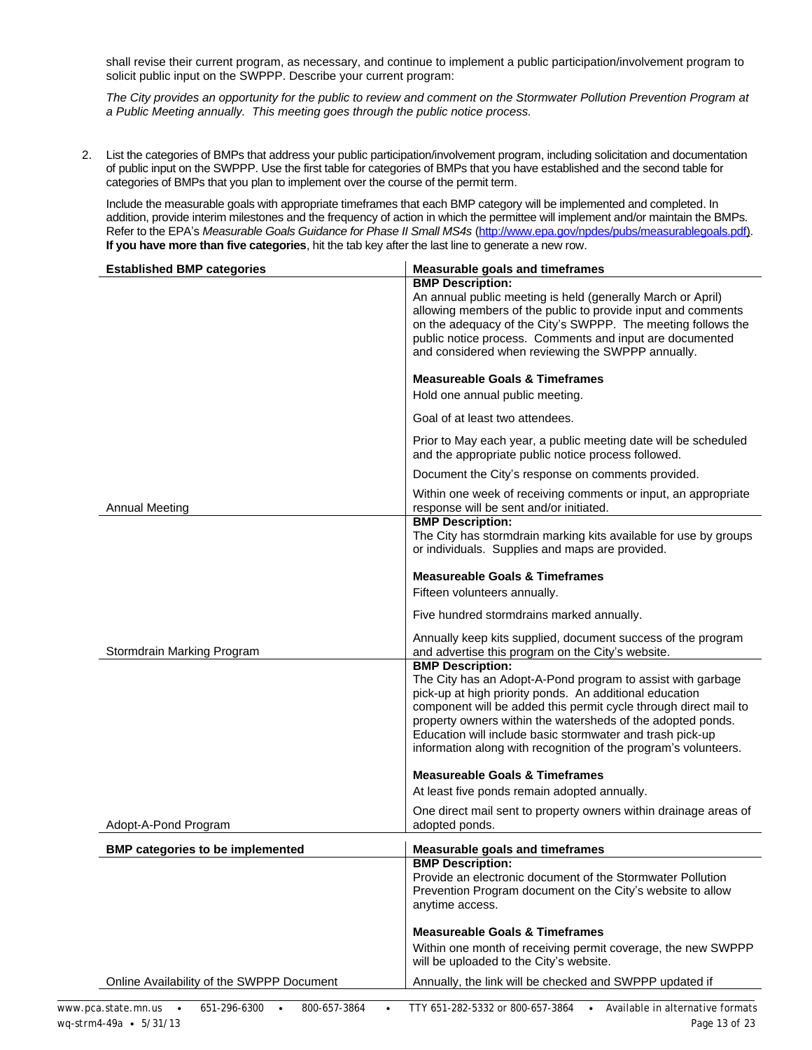shall revise their current program, as necessary, and continue to implement a public participation/involvement program to solicit public input on the SWPPP. Describe your current program:

*The City provides an opportunity for the public to review and comment on the Stormwater Pollution Prevention Program at a Public Meeting annually. This meeting goes through the public notice process.*

2. List the categories of BMPs that address your public participation/involvement program, including solicitation and documentation of public input on the SWPPP. Use the first table for categories of BMPs that you have established and the second table for categories of BMPs that you plan to implement over the course of the permit term.

   Include the measurable goals with appropriate timeframes that each BMP category will be implemented and completed. In addition, provide interim milestones and the frequency of action in which the permittee will implement and/or maintain the BMPs. Refer to the EPA's *Measurable Goals Guidance for Phase II Small MS4s* (http://www.epa.gov/npdes/pubs/measurablegoals.pdf). **If you have more than five categories**, hit the tab key after the last line to generate a new row.

| Established BMP categories | Measurable goals and timeframes |
|---|---|
| Annual Meeting | **BMP Description:** An annual public meeting is held (generally March or April) allowing members of the public to provide input and comments on the adequacy of the City's SWPPP. The meeting follows the public notice process. Comments and input are documented and considered when reviewing the SWPPP annually.<br><br>**Measureable Goals & Timeframes**<br>Hold one annual public meeting.<br><br>Goal of at least two attendees.<br><br>Prior to May each year, a public meeting date will be scheduled and the appropriate public notice process followed.<br><br>Document the City's response on comments provided.<br><br>Within one week of receiving comments or input, an appropriate response will be sent and/or initiated. |
| Stormdrain Marking Program | **BMP Description:** The City has stormdrain marking kits available for use by groups or individuals. Supplies and maps are provided.<br><br>**Measureable Goals & Timeframes**<br>Fifteen volunteers annually.<br><br>Five hundred stormdrains marked annually.<br><br>Annually keep kits supplied, document success of the program and advertise this program on the City's website. |
| Adopt-A-Pond Program | **BMP Description:** The City has an Adopt-A-Pond program to assist with garbage pick-up at high priority ponds. An additional education component will be added this permit cycle through direct mail to property owners within the watersheds of the adopted ponds. Education will include basic stormwater and trash pick-up information along with recognition of the program's volunteers.<br><br>**Measureable Goals & Timeframes**<br>At least five ponds remain adopted annually.<br><br>One direct mail sent to property owners within drainage areas of adopted ponds. |

| BMP categories to be implemented | Measurable goals and timeframes |
|---|---|
| Online Availability of the SWPPP Document | **BMP Description:** Provide an electronic document of the Stormwater Pollution Prevention Program document on the City's website to allow anytime access.<br><br>**Measureable Goals & Timeframes**<br>Within one month of receiving permit coverage, the new SWPPP will be uploaded to the City's website.<br><br>Annually, the link will be checked and SWPPP updated if |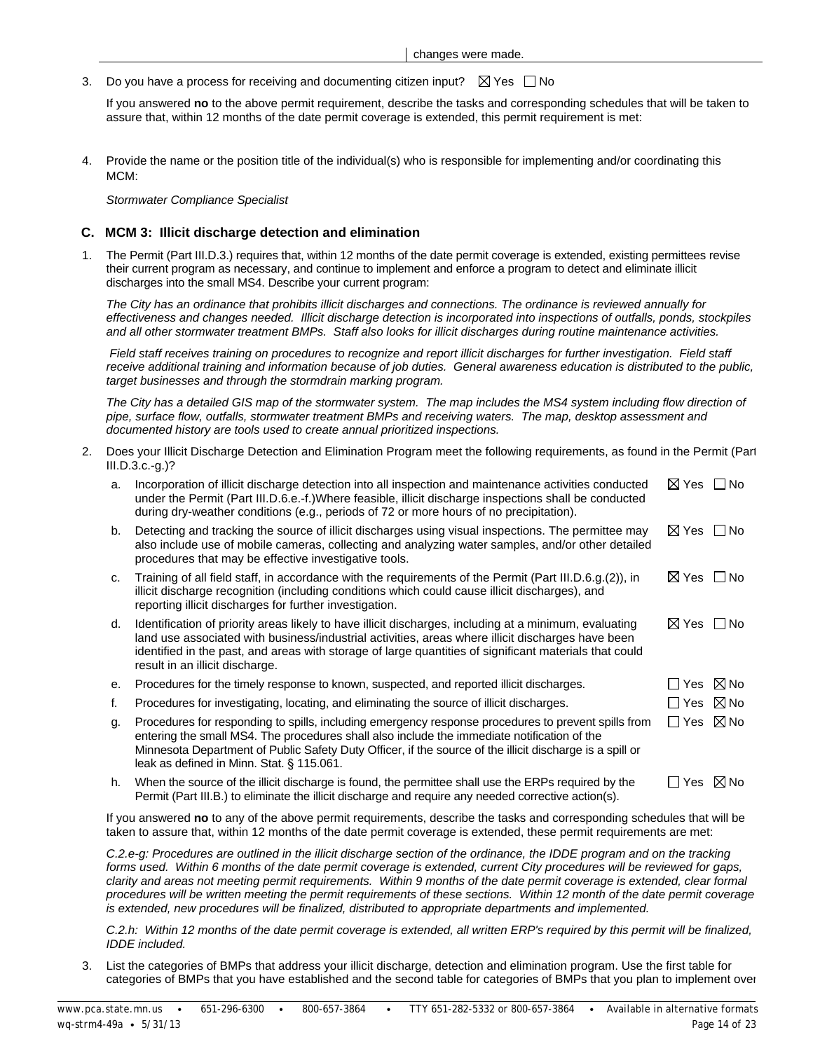changes were made.

3. Do you have a process for receiving and documenting citizen input? ☒ Yes ☐ No

   If you answered **no** to the above permit requirement, describe the tasks and corresponding schedules that will be taken to assure that, within 12 months of the date permit coverage is extended, this permit requirement is met:

4. Provide the name or the position title of the individual(s) who is responsible for implementing and/or coordinating this MCM:

   *Stormwater Compliance Specialist*

### C. MCM 3: Illicit discharge detection and elimination

1. The Permit (Part III.D.3.) requires that, within 12 months of the date permit coverage is extended, existing permittees revise their current program as necessary, and continue to implement and enforce a program to detect and eliminate illicit discharges into the small MS4. Describe your current program:

   *The City has an ordinance that prohibits illicit discharges and connections. The ordinance is reviewed annually for effectiveness and changes needed. Illicit discharge detection is incorporated into inspections of outfalls, ponds, stockpiles and all other stormwater treatment BMPs. Staff also looks for illicit discharges during routine maintenance activities.*

   *Field staff receives training on procedures to recognize and report illicit discharges for further investigation. Field staff receive additional training and information because of job duties. General awareness education is distributed to the public, target businesses and through the stormdrain marking program.*

   *The City has a detailed GIS map of the stormwater system. The map includes the MS4 system including flow direction of pipe, surface flow, outfalls, stormwater treatment BMPs and receiving waters. The map, desktop assessment and documented history are tools used to create annual prioritized inspections.*

2. Does your Illicit Discharge Detection and Elimination Program meet the following requirements, as found in the Permit (Part III.D.3.c.-g.)?

   a. Incorporation of illicit discharge detection into all inspection and maintenance activities conducted under the Permit (Part III.D.6.e.-f.)Where feasible, illicit discharge inspections shall be conducted during dry-weather conditions (e.g., periods of 72 or more hours of no precipitation). ☒ Yes ☐ No

   b. Detecting and tracking the source of illicit discharges using visual inspections. The permittee may also include use of mobile cameras, collecting and analyzing water samples, and/or other detailed procedures that may be effective investigative tools. ☒ Yes ☐ No

   c. Training of all field staff, in accordance with the requirements of the Permit (Part III.D.6.g.(2)), in illicit discharge recognition (including conditions which could cause illicit discharges), and reporting illicit discharges for further investigation. ☒ Yes ☐ No

   d. Identification of priority areas likely to have illicit discharges, including at a minimum, evaluating land use associated with business/industrial activities, areas where illicit discharges have been identified in the past, and areas with storage of large quantities of significant materials that could result in an illicit discharge. ☒ Yes ☐ No

   e. Procedures for the timely response to known, suspected, and reported illicit discharges. ☐ Yes ☒ No

   f. Procedures for investigating, locating, and eliminating the source of illicit discharges. ☐ Yes ☒ No

   g. Procedures for responding to spills, including emergency response procedures to prevent spills from entering the small MS4. The procedures shall also include the immediate notification of the Minnesota Department of Public Safety Duty Officer, if the source of the illicit discharge is a spill or leak as defined in Minn. Stat. § 115.061. ☐ Yes ☒ No

   h. When the source of the illicit discharge is found, the permittee shall use the ERPs required by the Permit (Part III.B.) to eliminate the illicit discharge and require any needed corrective action(s). ☐ Yes ☒ No

   If you answered **no** to any of the above permit requirements, describe the tasks and corresponding schedules that will be taken to assure that, within 12 months of the date permit coverage is extended, these permit requirements are met:

   *C.2.e-g: Procedures are outlined in the illicit discharge section of the ordinance, the IDDE program and on the tracking forms used. Within 6 months of the date permit coverage is extended, current City procedures will be reviewed for gaps, clarity and areas not meeting permit requirements. Within 9 months of the date permit coverage is extended, clear formal procedures will be written meeting the permit requirements of these sections. Within 12 month of the date permit coverage is extended, new procedures will be finalized, distributed to appropriate departments and implemented.*

   *C.2.h: Within 12 months of the date permit coverage is extended, all written ERP's required by this permit will be finalized, IDDE included.*

3. List the categories of BMPs that address your illicit discharge, detection and elimination program. Use the first table for categories of BMPs that you have established and the second table for categories of BMPs that you plan to implement over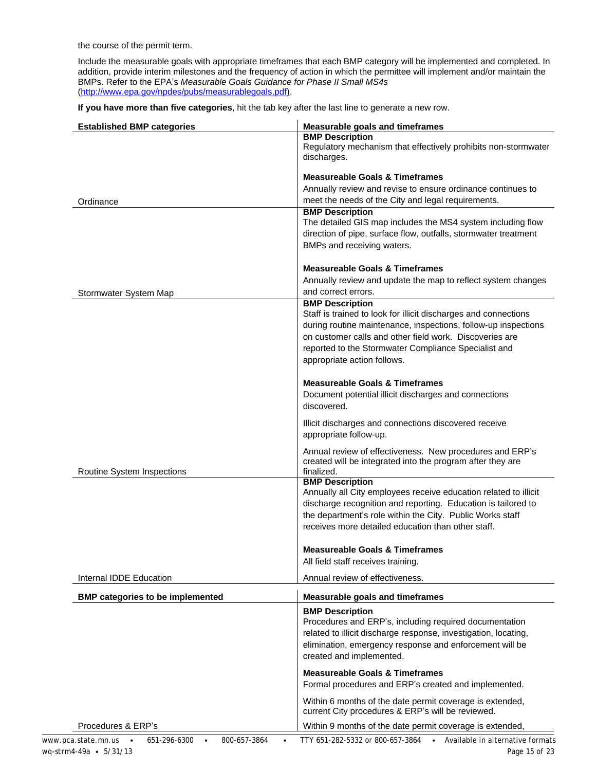the course of the permit term.

Include the measurable goals with appropriate timeframes that each BMP category will be implemented and completed. In addition, provide interim milestones and the frequency of action in which the permittee will implement and/or maintain the BMPs. Refer to the EPA's *Measurable Goals Guidance for Phase II Small MS4s* (http://www.epa.gov/npdes/pubs/measurablegoals.pdf).

**If you have more than five categories**, hit the tab key after the last line to generate a new row.

| Established BMP categories | Measurable goals and timeframes |
|---|---|
| Ordinance | **BMP Description**<br>Regulatory mechanism that effectively prohibits non-stormwater discharges.<br><br>**Measureable Goals & Timeframes**<br>Annually review and revise to ensure ordinance continues to meet the needs of the City and legal requirements. |
| Stormwater System Map | **BMP Description**<br>The detailed GIS map includes the MS4 system including flow direction of pipe, surface flow, outfalls, stormwater treatment BMPs and receiving waters.<br><br>**Measureable Goals & Timeframes**<br>Annually review and update the map to reflect system changes and correct errors. |
| Routine System Inspections | **BMP Description**<br>Staff is trained to look for illicit discharges and connections during routine maintenance, inspections, follow-up inspections on customer calls and other field work. Discoveries are reported to the Stormwater Compliance Specialist and appropriate action follows.<br><br>**Measureable Goals & Timeframes**<br>Document potential illicit discharges and connections discovered.<br><br>Illicit discharges and connections discovered receive appropriate follow-up.<br><br>Annual review of effectiveness. New procedures and ERP's created will be integrated into the program after they are finalized. |
| Internal IDDE Education | **BMP Description**<br>Annually all City employees receive education related to illicit discharge recognition and reporting. Education is tailored to the department's role within the City. Public Works staff receives more detailed education than other staff.<br><br>**Measureable Goals & Timeframes**<br>All field staff receives training.<br><br>Annual review of effectiveness. |

| BMP categories to be implemented | Measurable goals and timeframes |
|---|---|
| Procedures & ERP's | **BMP Description**<br>Procedures and ERP's, including required documentation related to illicit discharge response, investigation, locating, elimination, emergency response and enforcement will be created and implemented.<br><br>**Measureable Goals & Timeframes**<br>Formal procedures and ERP's created and implemented.<br><br>Within 6 months of the date permit coverage is extended, current City procedures & ERP's will be reviewed.<br><br>Within 9 months of the date permit coverage is extended, |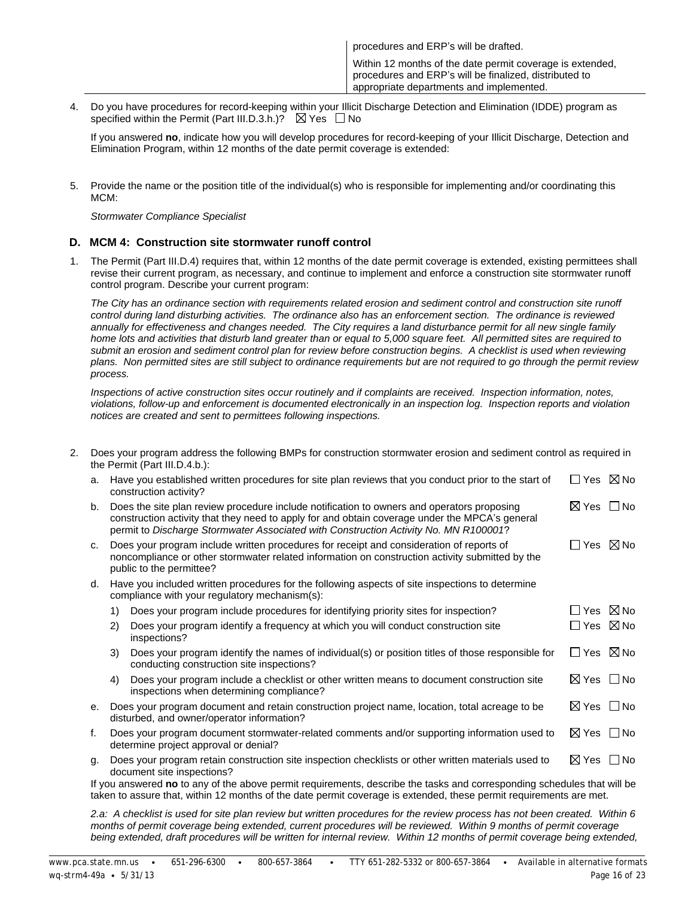| | procedures and ERP's will be drafted. |
|---|---|
| | Within 12 months of the date permit coverage is extended, procedures and ERP's will be finalized, distributed to appropriate departments and implemented. |

4. Do you have procedures for record-keeping within your Illicit Discharge Detection and Elimination (IDDE) program as specified within the Permit (Part III.D.3.h.)? ☒ Yes ☐ No

   If you answered **no**, indicate how you will develop procedures for record-keeping of your Illicit Discharge, Detection and Elimination Program, within 12 months of the date permit coverage is extended:

5. Provide the name or the position title of the individual(s) who is responsible for implementing and/or coordinating this MCM:

   *Stormwater Compliance Specialist*

### D. MCM 4: Construction site stormwater runoff control

1. The Permit (Part III.D.4) requires that, within 12 months of the date permit coverage is extended, existing permittees shall revise their current program, as necessary, and continue to implement and enforce a construction site stormwater runoff control program. Describe your current program:

   *The City has an ordinance section with requirements related erosion and sediment control and construction site runoff control during land disturbing activities. The ordinance also has an enforcement section. The ordinance is reviewed annually for effectiveness and changes needed. The City requires a land disturbance permit for all new single family home lots and activities that disturb land greater than or equal to 5,000 square feet. All permitted sites are required to submit an erosion and sediment control plan for review before construction begins. A checklist is used when reviewing plans. Non permitted sites are still subject to ordinance requirements but are not required to go through the permit review process.*

   *Inspections of active construction sites occur routinely and if complaints are received. Inspection information, notes, violations, follow-up and enforcement is documented electronically in an inspection log. Inspection reports and violation notices are created and sent to permittees following inspections.*

2. Does your program address the following BMPs for construction stormwater erosion and sediment control as required in the Permit (Part III.D.4.b.):

   a. Have you established written procedures for site plan reviews that you conduct prior to the start of construction activity? ☐ Yes ☒ No

   b. Does the site plan review procedure include notification to owners and operators proposing construction activity that they need to apply for and obtain coverage under the MPCA's general permit to *Discharge Stormwater Associated with Construction Activity No. MN R100001*? ☒ Yes ☐ No

   c. Does your program include written procedures for receipt and consideration of reports of noncompliance or other stormwater related information on construction activity submitted by the public to the permittee? ☐ Yes ☒ No

   d. Have you included written procedures for the following aspects of site inspections to determine compliance with your regulatory mechanism(s):

      1) Does your program include procedures for identifying priority sites for inspection? ☐ Yes ☒ No

      2) Does your program identify a frequency at which you will conduct construction site inspections? ☐ Yes ☒ No

      3) Does your program identify the names of individual(s) or position titles of those responsible for conducting construction site inspections? ☐ Yes ☒ No

      4) Does your program include a checklist or other written means to document construction site inspections when determining compliance? ☒ Yes ☐ No

   e. Does your program document and retain construction project name, location, total acreage to be disturbed, and owner/operator information? ☒ Yes ☐ No

   f. Does your program document stormwater-related comments and/or supporting information used to determine project approval or denial? ☒ Yes ☐ No

   g. Does your program retain construction site inspection checklists or other written materials used to document site inspections? ☒ Yes ☐ No

   If you answered **no** to any of the above permit requirements, describe the tasks and corresponding schedules that will be taken to assure that, within 12 months of the date permit coverage is extended, these permit requirements are met.

   *2.a: A checklist is used for site plan review but written procedures for the review process has not been created. Within 6 months of permit coverage being extended, current procedures will be reviewed. Within 9 months of permit coverage being extended, draft procedures will be written for internal review. Within 12 months of permit coverage being extended,*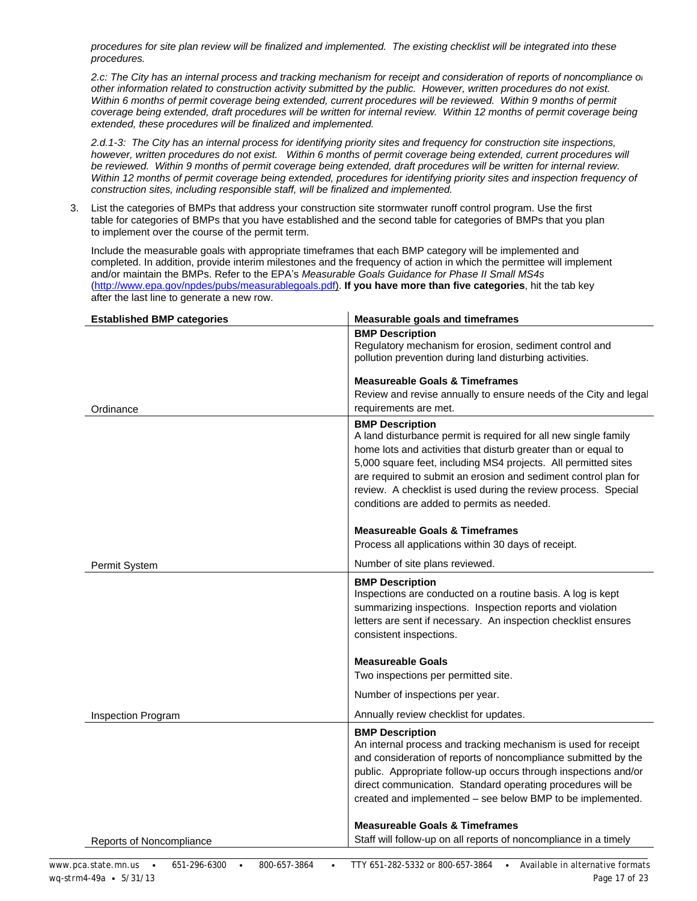*procedures for site plan review will be finalized and implemented. The existing checklist will be integrated into these procedures.*

*2.c: The City has an internal process and tracking mechanism for receipt and consideration of reports of noncompliance or other information related to construction activity submitted by the public. However, written procedures do not exist. Within 6 months of permit coverage being extended, current procedures will be reviewed. Within 9 months of permit coverage being extended, draft procedures will be written for internal review. Within 12 months of permit coverage being extended, these procedures will be finalized and implemented.*

*2.d.1-3: The City has an internal process for identifying priority sites and frequency for construction site inspections, however, written procedures do not exist. Within 6 months of permit coverage being extended, current procedures will be reviewed. Within 9 months of permit coverage being extended, draft procedures will be written for internal review. Within 12 months of permit coverage being extended, procedures for identifying priority sites and inspection frequency of construction sites, including responsible staff, will be finalized and implemented.*

3. List the categories of BMPs that address your construction site stormwater runoff control program. Use the first table for categories of BMPs that you have established and the second table for categories of BMPs that you plan to implement over the course of the permit term.

   Include the measurable goals with appropriate timeframes that each BMP category will be implemented and completed. In addition, provide interim milestones and the frequency of action in which the permittee will implement and/or maintain the BMPs. Refer to the EPA's *Measurable Goals Guidance for Phase II Small MS4s* (http://www.epa.gov/npdes/pubs/measurablegoals.pdf). **If you have more than five categories**, hit the tab key after the last line to generate a new row.

| Established BMP categories | Measurable goals and timeframes |
|---|---|
| Ordinance | **BMP Description**<br>Regulatory mechanism for erosion, sediment control and pollution prevention during land disturbing activities.<br><br>**Measureable Goals & Timeframes**<br>Review and revise annually to ensure needs of the City and legal requirements are met. |
| Permit System | **BMP Description**<br>A land disturbance permit is required for all new single family home lots and activities that disturb greater than or equal to 5,000 square feet, including MS4 projects. All permitted sites are required to submit an erosion and sediment control plan for review. A checklist is used during the review process. Special conditions are added to permits as needed.<br><br>**Measureable Goals & Timeframes**<br>Process all applications within 30 days of receipt.<br>Number of site plans reviewed. |
| Inspection Program | **BMP Description**<br>Inspections are conducted on a routine basis. A log is kept summarizing inspections. Inspection reports and violation letters are sent if necessary. An inspection checklist ensures consistent inspections.<br><br>**Measureable Goals**<br>Two inspections per permitted site.<br>Number of inspections per year.<br>Annually review checklist for updates. |
| Reports of Noncompliance | **BMP Description**<br>An internal process and tracking mechanism is used for receipt and consideration of reports of noncompliance submitted by the public. Appropriate follow-up occurs through inspections and/or direct communication. Standard operating procedures will be created and implemented – see below BMP to be implemented.<br><br>**Measureable Goals & Timeframes**<br>Staff will follow-up on all reports of noncompliance in a timely |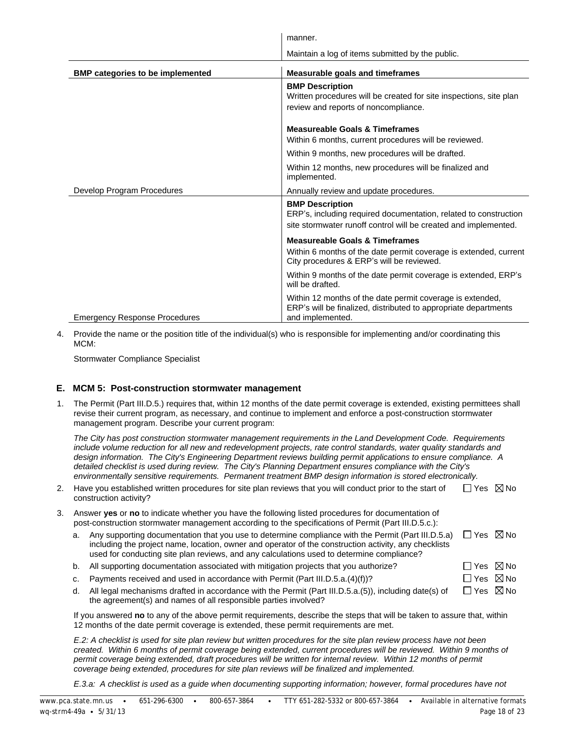| | |
|---|---|
| | manner. Maintain a log of items submitted by the public. |

| BMP categories to be implemented | Measurable goals and timeframes |
|---|---|
| Develop Program Procedures | **BMP Description**<br>Written procedures will be created for site inspections, site plan review and reports of noncompliance.<br><br>**Measureable Goals & Timeframes**<br>Within 6 months, current procedures will be reviewed.<br>Within 9 months, new procedures will be drafted.<br>Within 12 months, new procedures will be finalized and implemented.<br>Annually review and update procedures. |
| Emergency Response Procedures | **BMP Description**<br>ERP's, including required documentation, related to construction site stormwater runoff control will be created and implemented.<br><br>**Measureable Goals & Timeframes**<br>Within 6 months of the date permit coverage is extended, current City procedures & ERP's will be reviewed.<br>Within 9 months of the date permit coverage is extended, ERP's will be drafted.<br>Within 12 months of the date permit coverage is extended, ERP's will be finalized, distributed to appropriate departments and implemented. |

4. Provide the name or the position title of the individual(s) who is responsible for implementing and/or coordinating this MCM:

   Stormwater Compliance Specialist

## E. MCM 5: Post-construction stormwater management

1. The Permit (Part III.D.5.) requires that, within 12 months of the date permit coverage is extended, existing permittees shall revise their current program, as necessary, and continue to implement and enforce a post-construction stormwater management program. Describe your current program:

   *The City has post construction stormwater management requirements in the Land Development Code. Requirements include volume reduction for all new and redevelopment projects, rate control standards, water quality standards and design information. The City's Engineering Department reviews building permit applications to ensure compliance. A detailed checklist is used during review. The City's Planning Department ensures compliance with the City's environmentally sensitive requirements. Permanent treatment BMP design information is stored electronically.*

2. Have you established written procedures for site plan reviews that you will conduct prior to the start of construction activity? ☐ Yes ☒ No

3. Answer **yes** or **no** to indicate whether you have the following listed procedures for documentation of post-construction stormwater management according to the specifications of Permit (Part III.D.5.c.):

   a. Any supporting documentation that you use to determine compliance with the Permit (Part III.D.5.a) including the project name, location, owner and operator of the construction activity, any checklists used for conducting site plan reviews, and any calculations used to determine compliance? ☐ Yes ☒ No

   b. All supporting documentation associated with mitigation projects that you authorize? ☐ Yes ☒ No

   c. Payments received and used in accordance with Permit (Part III.D.5.a.(4)(f))? ☐ Yes ☒ No

   d. All legal mechanisms drafted in accordance with the Permit (Part III.D.5.a.(5)), including date(s) of the agreement(s) and names of all responsible parties involved? ☐ Yes ☒ No

   If you answered **no** to any of the above permit requirements, describe the steps that will be taken to assure that, within 12 months of the date permit coverage is extended, these permit requirements are met.

   *E.2: A checklist is used for site plan review but written procedures for the site plan review process have not been created. Within 6 months of permit coverage being extended, current procedures will be reviewed. Within 9 months of permit coverage being extended, draft procedures will be written for internal review. Within 12 months of permit coverage being extended, procedures for site plan reviews will be finalized and implemented.*

   *E.3.a: A checklist is used as a guide when documenting supporting information; however, formal procedures have not*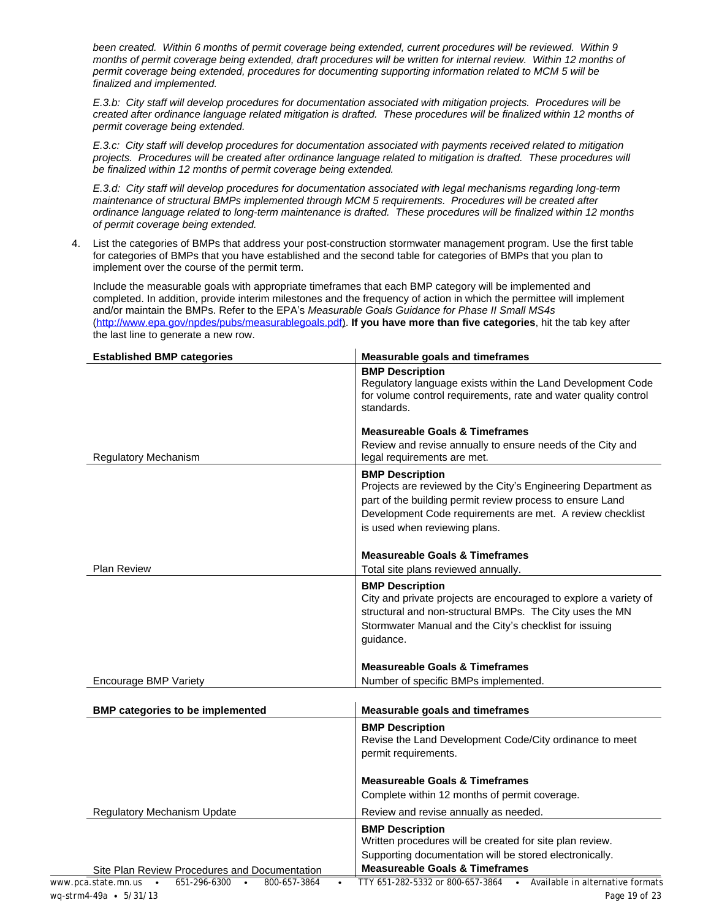*been created. Within 6 months of permit coverage being extended, current procedures will be reviewed. Within 9 months of permit coverage being extended, draft procedures will be written for internal review. Within 12 months of permit coverage being extended, procedures for documenting supporting information related to MCM 5 will be finalized and implemented.*

*E.3.b: City staff will develop procedures for documentation associated with mitigation projects. Procedures will be created after ordinance language related mitigation is drafted. These procedures will be finalized within 12 months of permit coverage being extended.*

*E.3.c: City staff will develop procedures for documentation associated with payments received related to mitigation projects. Procedures will be created after ordinance language related to mitigation is drafted. These procedures will be finalized within 12 months of permit coverage being extended.*

*E.3.d: City staff will develop procedures for documentation associated with legal mechanisms regarding long-term maintenance of structural BMPs implemented through MCM 5 requirements. Procedures will be created after ordinance language related to long-term maintenance is drafted. These procedures will be finalized within 12 months of permit coverage being extended.*

4. List the categories of BMPs that address your post-construction stormwater management program. Use the first table for categories of BMPs that you have established and the second table for categories of BMPs that you plan to implement over the course of the permit term.

   Include the measurable goals with appropriate timeframes that each BMP category will be implemented and completed. In addition, provide interim milestones and the frequency of action in which the permittee will implement and/or maintain the BMPs. Refer to the EPA's *Measurable Goals Guidance for Phase II Small MS4s* (http://www.epa.gov/npdes/pubs/measurablegoals.pdf). **If you have more than five categories**, hit the tab key after the last line to generate a new row.

| Established BMP categories | Measurable goals and timeframes |
|---|---|
| Regulatory Mechanism | **BMP Description**<br>Regulatory language exists within the Land Development Code for volume control requirements, rate and water quality control standards.<br><br>**Measureable Goals & Timeframes**<br>Review and revise annually to ensure needs of the City and legal requirements are met. |
| Plan Review | **BMP Description**<br>Projects are reviewed by the City's Engineering Department as part of the building permit review process to ensure Land Development Code requirements are met. A review checklist is used when reviewing plans.<br><br>**Measureable Goals & Timeframes**<br>Total site plans reviewed annually. |
| Encourage BMP Variety | **BMP Description**<br>City and private projects are encouraged to explore a variety of structural and non-structural BMPs. The City uses the MN Stormwater Manual and the City's checklist for issuing guidance.<br><br>**Measureable Goals & Timeframes**<br>Number of specific BMPs implemented. |

| BMP categories to be implemented | Measurable goals and timeframes |
|---|---|
| Regulatory Mechanism Update | **BMP Description**<br>Revise the Land Development Code/City ordinance to meet permit requirements.<br><br>**Measureable Goals & Timeframes**<br>Complete within 12 months of permit coverage.<br>Review and revise annually as needed. |
| Site Plan Review Procedures and Documentation | **BMP Description**<br>Written procedures will be created for site plan review.<br>Supporting documentation will be stored electronically.<br>**Measureable Goals & Timeframes** |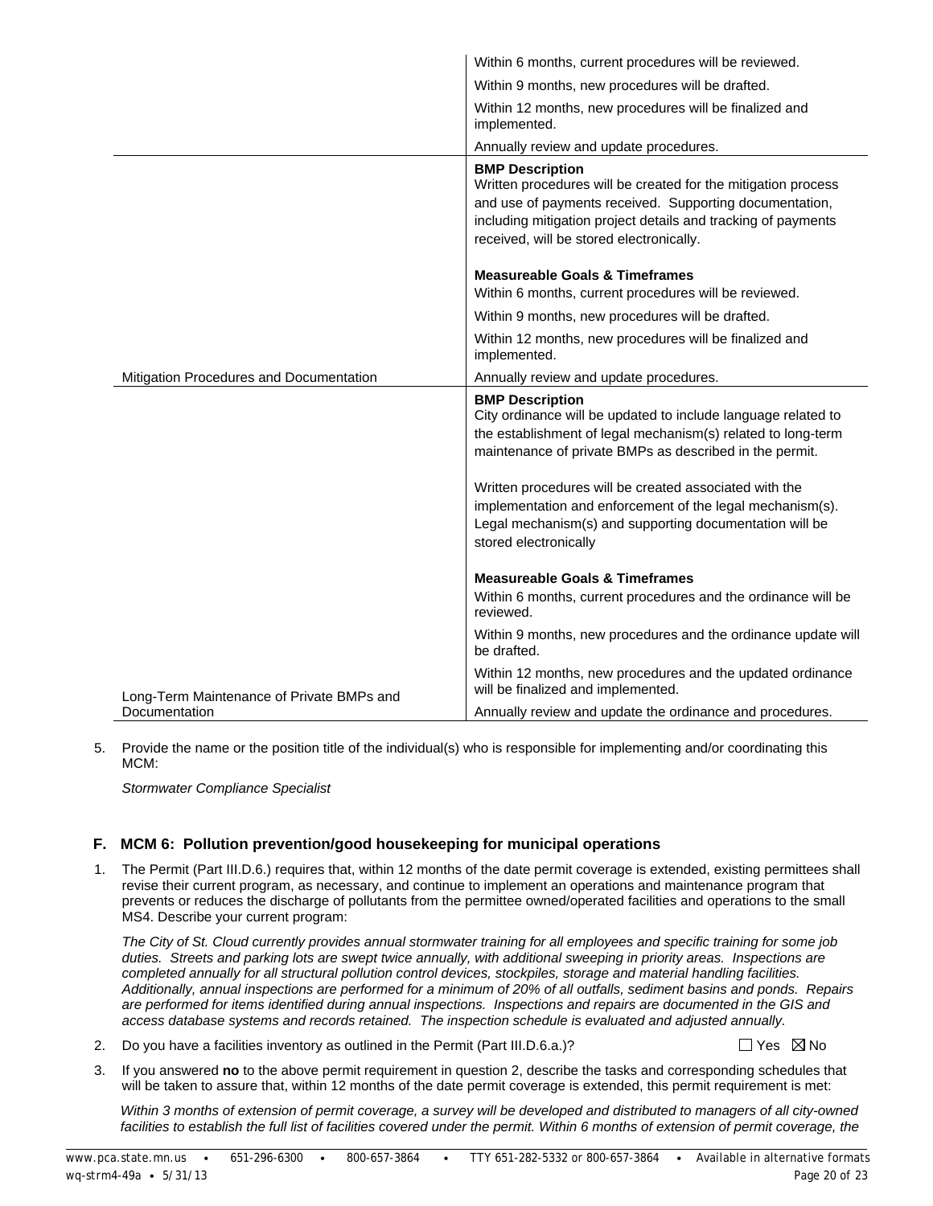| | |
|---|---|
| | Within 6 months, current procedures will be reviewed.<br>Within 9 months, new procedures will be drafted.<br>Within 12 months, new procedures will be finalized and implemented.<br>Annually review and update procedures. |
| Mitigation Procedures and Documentation | **BMP Description**<br>Written procedures will be created for the mitigation process and use of payments received. Supporting documentation, including mitigation project details and tracking of payments received, will be stored electronically.<br><br>**Measureable Goals & Timeframes**<br>Within 6 months, current procedures will be reviewed.<br>Within 9 months, new procedures will be drafted.<br>Within 12 months, new procedures will be finalized and implemented.<br>Annually review and update procedures. |
| Long-Term Maintenance of Private BMPs and Documentation | **BMP Description**<br>City ordinance will be updated to include language related to the establishment of legal mechanism(s) related to long-term maintenance of private BMPs as described in the permit.<br><br>Written procedures will be created associated with the implementation and enforcement of the legal mechanism(s). Legal mechanism(s) and supporting documentation will be stored electronically<br><br>**Measureable Goals & Timeframes**<br>Within 6 months, current procedures and the ordinance will be reviewed.<br>Within 9 months, new procedures and the ordinance update will be drafted.<br>Within 12 months, new procedures and the updated ordinance will be finalized and implemented.<br>Annually review and update the ordinance and procedures. |

5. Provide the name or the position title of the individual(s) who is responsible for implementing and/or coordinating this MCM:

   *Stormwater Compliance Specialist*

### F. MCM 6: Pollution prevention/good housekeeping for municipal operations

1. The Permit (Part III.D.6.) requires that, within 12 months of the date permit coverage is extended, existing permittees shall revise their current program, as necessary, and continue to implement an operations and maintenance program that prevents or reduces the discharge of pollutants from the permittee owned/operated facilities and operations to the small MS4. Describe your current program:

   *The City of St. Cloud currently provides annual stormwater training for all employees and specific training for some job duties. Streets and parking lots are swept twice annually, with additional sweeping in priority areas. Inspections are completed annually for all structural pollution control devices, stockpiles, storage and material handling facilities. Additionally, annual inspections are performed for a minimum of 20% of all outfalls, sediment basins and ponds. Repairs are performed for items identified during annual inspections. Inspections and repairs are documented in the GIS and access database systems and records retained. The inspection schedule is evaluated and adjusted annually.*

2. Do you have a facilities inventory as outlined in the Permit (Part III.D.6.a.)? ☐ Yes ☒ No

3. If you answered **no** to the above permit requirement in question 2, describe the tasks and corresponding schedules that will be taken to assure that, within 12 months of the date permit coverage is extended, this permit requirement is met:

   *Within 3 months of extension of permit coverage, a survey will be developed and distributed to managers of all city-owned facilities to establish the full list of facilities covered under the permit. Within 6 months of extension of permit coverage, the*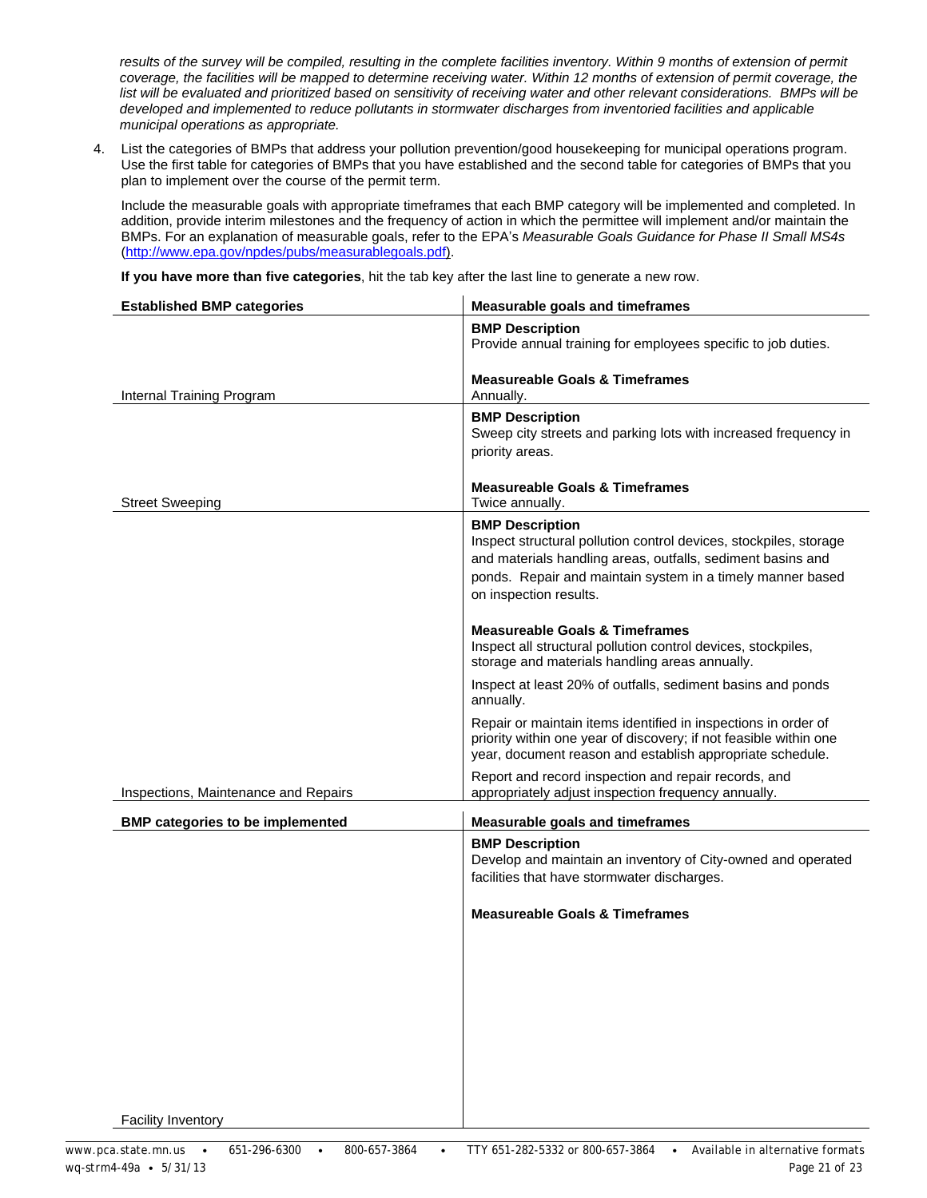*results of the survey will be compiled, resulting in the complete facilities inventory. Within 9 months of extension of permit coverage, the facilities will be mapped to determine receiving water. Within 12 months of extension of permit coverage, the list will be evaluated and prioritized based on sensitivity of receiving water and other relevant considerations. BMPs will be developed and implemented to reduce pollutants in stormwater discharges from inventoried facilities and applicable municipal operations as appropriate.*

4. List the categories of BMPs that address your pollution prevention/good housekeeping for municipal operations program. Use the first table for categories of BMPs that you have established and the second table for categories of BMPs that you plan to implement over the course of the permit term.

   Include the measurable goals with appropriate timeframes that each BMP category will be implemented and completed. In addition, provide interim milestones and the frequency of action in which the permittee will implement and/or maintain the BMPs. For an explanation of measurable goals, refer to the EPA's *Measurable Goals Guidance for Phase II Small MS4s* (http://www.epa.gov/npdes/pubs/measurablegoals.pdf).

   **If you have more than five categories**, hit the tab key after the last line to generate a new row.

| Established BMP categories | Measurable goals and timeframes |
|---|---|
| Internal Training Program | **BMP Description**<br>Provide annual training for employees specific to job duties.<br><br>**Measureable Goals & Timeframes**<br>Annually. |
| Street Sweeping | **BMP Description**<br>Sweep city streets and parking lots with increased frequency in priority areas.<br><br>**Measureable Goals & Timeframes**<br>Twice annually. |
| Inspections, Maintenance and Repairs | **BMP Description**<br>Inspect structural pollution control devices, stockpiles, storage and materials handling areas, outfalls, sediment basins and ponds. Repair and maintain system in a timely manner based on inspection results.<br><br>**Measureable Goals & Timeframes**<br>Inspect all structural pollution control devices, stockpiles, storage and materials handling areas annually.<br><br>Inspect at least 20% of outfalls, sediment basins and ponds annually.<br><br>Repair or maintain items identified in inspections in order of priority within one year of discovery; if not feasible within one year, document reason and establish appropriate schedule.<br><br>Report and record inspection and repair records, and appropriately adjust inspection frequency annually. |

| BMP categories to be implemented | Measurable goals and timeframes |
|---|---|
| Facility Inventory | **BMP Description**<br>Develop and maintain an inventory of City-owned and operated facilities that have stormwater discharges.<br><br>**Measureable Goals & Timeframes** |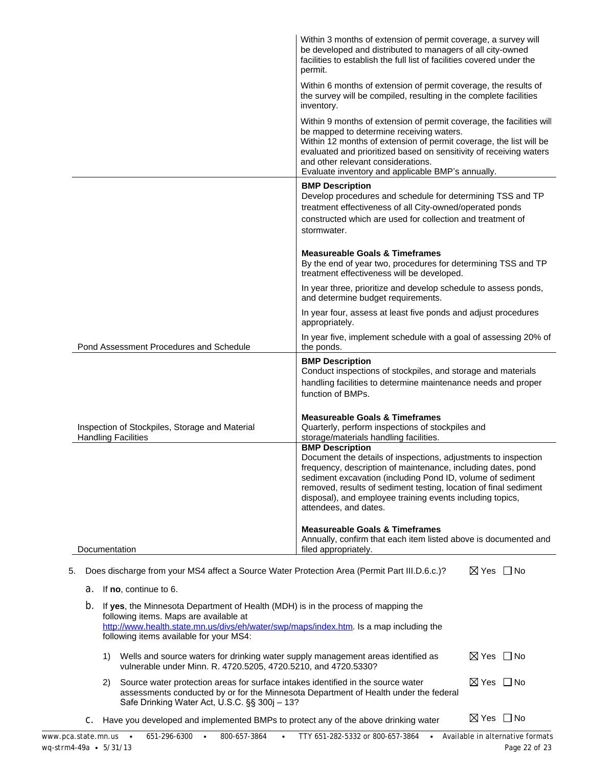| | |
|---|---|
| | Within 3 months of extension of permit coverage, a survey will be developed and distributed to managers of all city-owned facilities to establish the full list of facilities covered under the permit.<br><br>Within 6 months of extension of permit coverage, the results of the survey will be compiled, resulting in the complete facilities inventory.<br><br>Within 9 months of extension of permit coverage, the facilities will be mapped to determine receiving waters.<br>Within 12 months of extension of permit coverage, the list will be evaluated and prioritized based on sensitivity of receiving waters and other relevant considerations.<br>Evaluate inventory and applicable BMP's annually. |
| Pond Assessment Procedures and Schedule | **BMP Description**<br>Develop procedures and schedule for determining TSS and TP treatment effectiveness of all City-owned/operated ponds constructed which are used for collection and treatment of stormwater.<br><br>**Measureable Goals & Timeframes**<br>By the end of year two, procedures for determining TSS and TP treatment effectiveness will be developed.<br><br>In year three, prioritize and develop schedule to assess ponds, and determine budget requirements.<br><br>In year four, assess at least five ponds and adjust procedures appropriately.<br><br>In year five, implement schedule with a goal of assessing 20% of the ponds. |
| Inspection of Stockpiles, Storage and Material Handling Facilities | **BMP Description**<br>Conduct inspections of stockpiles, and storage and materials handling facilities to determine maintenance needs and proper function of BMPs.<br><br>**Measureable Goals & Timeframes**<br>Quarterly, perform inspections of stockpiles and storage/materials handling facilities. |
| Documentation | **BMP Description**<br>Document the details of inspections, adjustments to inspection frequency, description of maintenance, including dates, pond sediment excavation (including Pond ID, volume of sediment removed, results of sediment testing, location of final sediment disposal), and employee training events including topics, attendees, and dates.<br><br>**Measureable Goals & Timeframes**<br>Annually, confirm that each item listed above is documented and filed appropriately. |

5. Does discharge from your MS4 affect a Source Water Protection Area (Permit Part III.D.6.c.)? ☒ Yes ☐ No

   a. If **no**, continue to 6.

   b. If **yes**, the Minnesota Department of Health (MDH) is in the process of mapping the following items. Maps are available at http://www.health.state.mn.us/divs/eh/water/swp/maps/index.htm. Is a map including the following items available for your MS4:

      1) Wells and source waters for drinking water supply management areas identified as vulnerable under Minn. R. 4720.5205, 4720.5210, and 4720.5330? ☒ Yes ☐ No

      2) Source water protection areas for surface intakes identified in the source water assessments conducted by or for the Minnesota Department of Health under the federal Safe Drinking Water Act, U.S.C. §§ 300j – 13? ☒ Yes ☐ No

   c. Have you developed and implemented BMPs to protect any of the above drinking water ☒ Yes ☐ No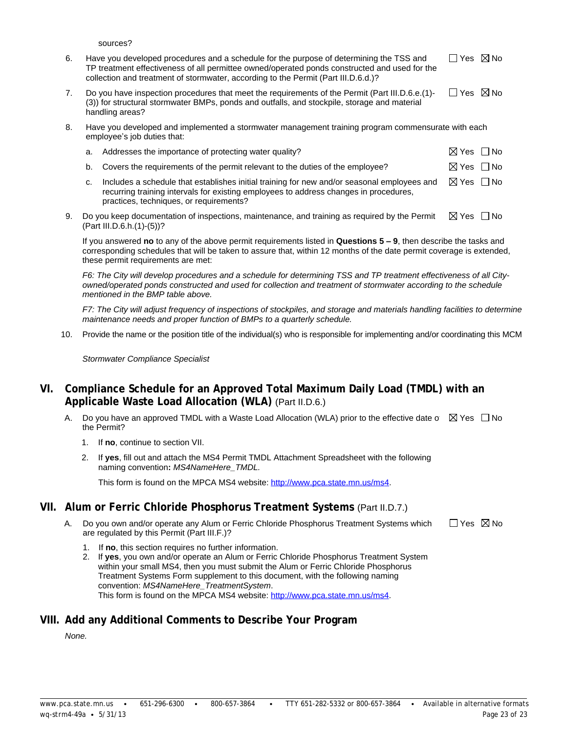sources?

6. Have you developed procedures and a schedule for the purpose of determining the TSS and TP treatment effectiveness of all permittee owned/operated ponds constructed and used for the collection and treatment of stormwater, according to the Permit (Part III.D.6.d.)? ☐ Yes ☒ No

7. Do you have inspection procedures that meet the requirements of the Permit (Part III.D.6.e.(1)-(3)) for structural stormwater BMPs, ponds and outfalls, and stockpile, storage and material handling areas? ☐ Yes ☒ No

8. Have you developed and implemented a stormwater management training program commensurate with each employee's job duties that:

   a. Addresses the importance of protecting water quality? ☒ Yes ☐ No

   b. Covers the requirements of the permit relevant to the duties of the employee? ☒ Yes ☐ No

   c. Includes a schedule that establishes initial training for new and/or seasonal employees and recurring training intervals for existing employees to address changes in procedures, practices, techniques, or requirements? ☒ Yes ☐ No

9. Do you keep documentation of inspections, maintenance, and training as required by the Permit (Part III.D.6.h.(1)-(5))? ☒ Yes ☐ No

   If you answered **no** to any of the above permit requirements listed in **Questions 5 – 9**, then describe the tasks and corresponding schedules that will be taken to assure that, within 12 months of the date permit coverage is extended, these permit requirements are met:

   *F6: The City will develop procedures and a schedule for determining TSS and TP treatment effectiveness of all City-owned/operated ponds constructed and used for collection and treatment of stormwater according to the schedule mentioned in the BMP table above.*

   *F7: The City will adjust frequency of inspections of stockpiles, and storage and materials handling facilities to determine maintenance needs and proper function of BMPs to a quarterly schedule.*

10. Provide the name or the position title of the individual(s) who is responsible for implementing and/or coordinating this MCM

    *Stormwater Compliance Specialist*

## VI. Compliance Schedule for an Approved Total Maximum Daily Load (TMDL) with an Applicable Waste Load Allocation (WLA) (Part II.D.6.)

A. Do you have an approved TMDL with a Waste Load Allocation (WLA) prior to the effective date of the Permit? ☒ Yes ☐ No

   1. If **no**, continue to section VII.

   2. If **yes**, fill out and attach the MS4 Permit TMDL Attachment Spreadsheet with the following naming convention**:** *MS4NameHere_TMDL.*

      This form is found on the MPCA MS4 website: http://www.pca.state.mn.us/ms4.

## VII. Alum or Ferric Chloride Phosphorus Treatment Systems (Part II.D.7.)

A. Do you own and/or operate any Alum or Ferric Chloride Phosphorus Treatment Systems which are regulated by this Permit (Part III.F.)? ☐ Yes ☒ No

   1. If **no**, this section requires no further information.
   2. If **yes**, you own and/or operate an Alum or Ferric Chloride Phosphorus Treatment System within your small MS4, then you must submit the Alum or Ferric Chloride Phosphorus Treatment Systems Form supplement to this document, with the following naming convention: *MS4NameHere_TreatmentSystem*.
      This form is found on the MPCA MS4 website: http://www.pca.state.mn.us/ms4.

## VIII. Add any Additional Comments to Describe Your Program

*None.*